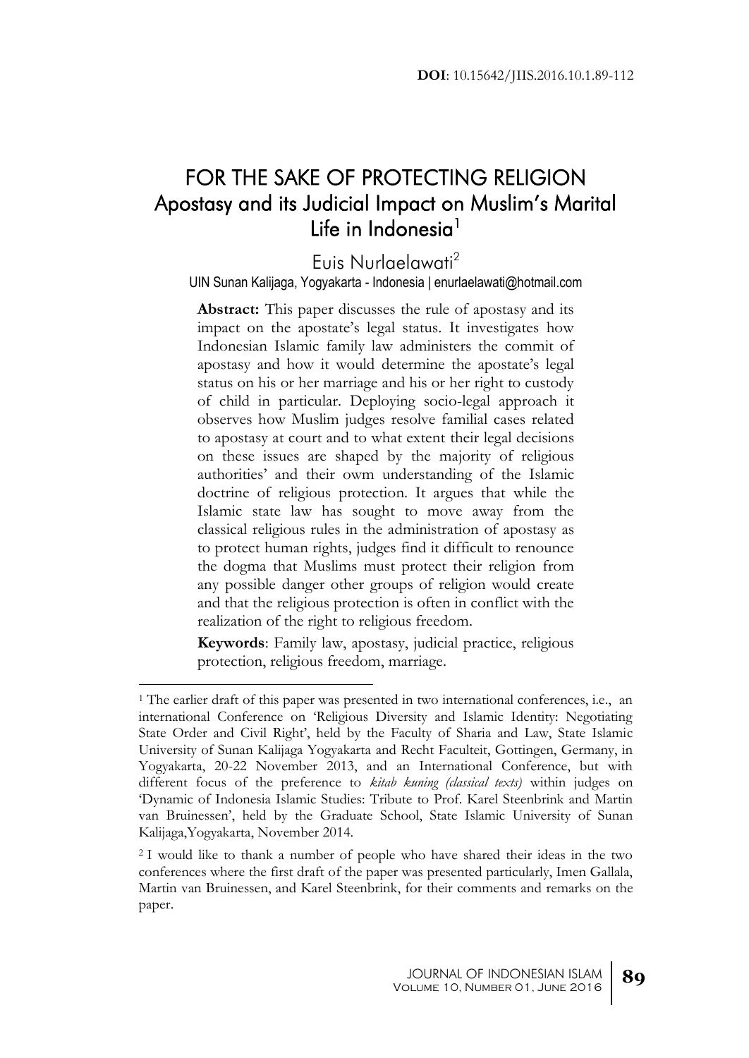DOI: 10.15642/JIIS.2016.10.1.89-112

# FOR THE SAKE OF PROTECTING RELIGION
## Apostasy and its Judicial Impact on Muslim's Marital Life in Indonesia[1]

Euis Nurlaelawati[2]

UIN Sunan Kalijaga, Yogyakarta - Indonesia | enurlaelawati@hotmail.com

**Abstract:** This paper discusses the rule of apostasy and its impact on the apostate's legal status. It investigates how Indonesian Islamic family law administers the commit of apostasy and how it would determine the apostate's legal status on his or her marriage and his or her right to custody of child in particular. Deploying socio-legal approach it observes how Muslim judges resolve familial cases related to apostasy at court and to what extent their legal decisions on these issues are shaped by the majority of religious authorities' and their owm understanding of the Islamic doctrine of religious protection. It argues that while the Islamic state law has sought to move away from the classical religious rules in the administration of apostasy as to protect human rights, judges find it difficult to renounce the dogma that Muslims must protect their religion from any possible danger other groups of religion would create and that the religious protection is often in conflict with the realization of the right to religious freedom.

**Keywords**: Family law, apostasy, judicial practice, religious protection, religious freedom, marriage.

---

[1] The earlier draft of this paper was presented in two international conferences, i.e., an international Conference on 'Religious Diversity and Islamic Identity: Negotiating State Order and Civil Right', held by the Faculty of Sharia and Law, State Islamic University of Sunan Kalijaga Yogyakarta and Recht Faculteit, Gottingen, Germany, in Yogyakarta, 20-22 November 2013, and an International Conference, but with different focus of the preference to *kitab kuning (classical texts)* within judges on 'Dynamic of Indonesia Islamic Studies: Tribute to Prof. Karel Steenbrink and Martin van Bruinessen', held by the Graduate School, State Islamic University of Sunan Kalijaga,Yogyakarta, November 2014.

[2] I would like to thank a number of people who have shared their ideas in the two conferences where the first draft of the paper was presented particularly, Imen Gallala, Martin van Bruinessen, and Karel Steenbrink, for their comments and remarks on the paper.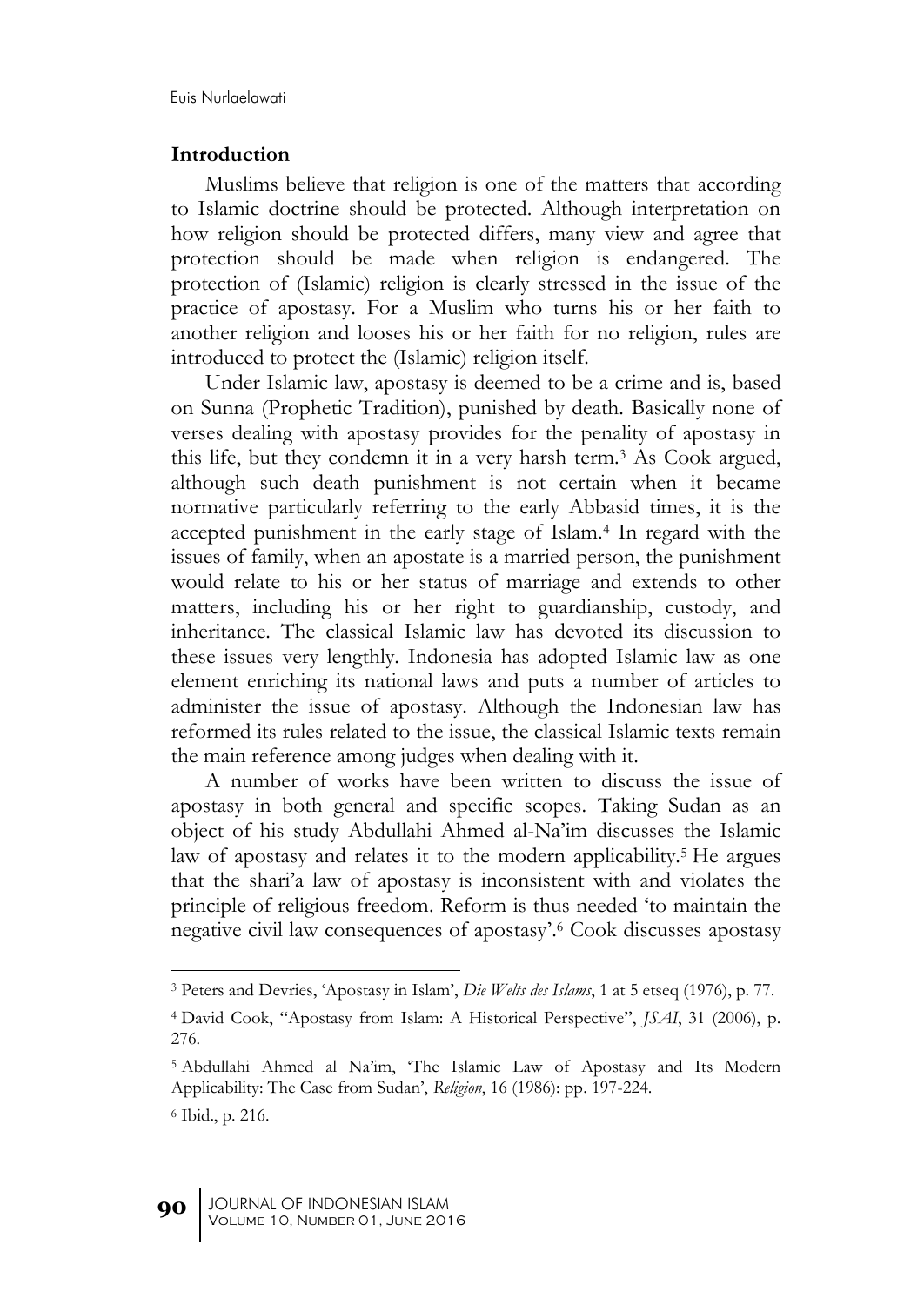## Introduction

Muslims believe that religion is one of the matters that according to Islamic doctrine should be protected. Although interpretation on how religion should be protected differs, many view and agree that protection should be made when religion is endangered. The protection of (Islamic) religion is clearly stressed in the issue of the practice of apostasy. For a Muslim who turns his or her faith to another religion and looses his or her faith for no religion, rules are introduced to protect the (Islamic) religion itself.

Under Islamic law, apostasy is deemed to be a crime and is, based on Sunna (Prophetic Tradition), punished by death. Basically none of verses dealing with apostasy provides for the penality of apostasy in this life, but they condemn it in a very harsh term.[3] As Cook argued, although such death punishment is not certain when it became normative particularly referring to the early Abbasid times, it is the accepted punishment in the early stage of Islam.[4] In regard with the issues of family, when an apostate is a married person, the punishment would relate to his or her status of marriage and extends to other matters, including his or her right to guardianship, custody, and inheritance. The classical Islamic law has devoted its discussion to these issues very lengthly. Indonesia has adopted Islamic law as one element enriching its national laws and puts a number of articles to administer the issue of apostasy. Although the Indonesian law has reformed its rules related to the issue, the classical Islamic texts remain the main reference among judges when dealing with it.

A number of works have been written to discuss the issue of apostasy in both general and specific scopes. Taking Sudan as an object of his study Abdullahi Ahmed al-Na'im discusses the Islamic law of apostasy and relates it to the modern applicability.[5] He argues that the shari'a law of apostasy is inconsistent with and violates the principle of religious freedom. Reform is thus needed 'to maintain the negative civil law consequences of apostasy'.[6] Cook discusses apostasy

---

[3] Peters and Devries, 'Apostasy in Islam', *Die Welts des Islams*, 1 at 5 etseq (1976), p. 77.

[4] David Cook, "Apostasy from Islam: A Historical Perspective", *JSAI*, 31 (2006), p. 276.

[5] Abdullahi Ahmed al Na'im, 'The Islamic Law of Apostasy and Its Modern Applicability: The Case from Sudan', *Religion*, 16 (1986): pp. 197-224.

[6] Ibid., p. 216.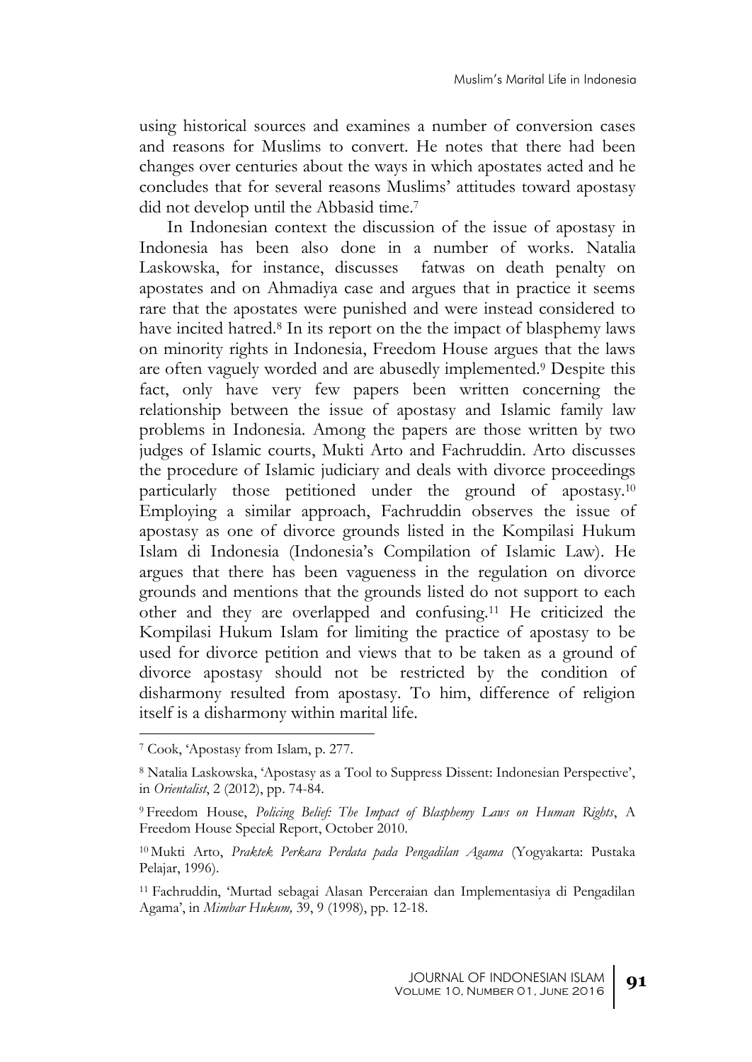using historical sources and examines a number of conversion cases and reasons for Muslims to convert. He notes that there had been changes over centuries about the ways in which apostates acted and he concludes that for several reasons Muslims' attitudes toward apostasy did not develop until the Abbasid time.[7]

In Indonesian context the discussion of the issue of apostasy in Indonesia has been also done in a number of works. Natalia Laskowska, for instance, discusses fatwas on death penalty on apostates and on Ahmadiya case and argues that in practice it seems rare that the apostates were punished and were instead considered to have incited hatred.[8] In its report on the the impact of blasphemy laws on minority rights in Indonesia, Freedom House argues that the laws are often vaguely worded and are abusedly implemented.[9] Despite this fact, only have very few papers been written concerning the relationship between the issue of apostasy and Islamic family law problems in Indonesia. Among the papers are those written by two judges of Islamic courts, Mukti Arto and Fachruddin. Arto discusses the procedure of Islamic judiciary and deals with divorce proceedings particularly those petitioned under the ground of apostasy.[10] Employing a similar approach, Fachruddin observes the issue of apostasy as one of divorce grounds listed in the Kompilasi Hukum Islam di Indonesia (Indonesia's Compilation of Islamic Law). He argues that there has been vagueness in the regulation on divorce grounds and mentions that the grounds listed do not support to each other and they are overlapped and confusing.[11] He criticized the Kompilasi Hukum Islam for limiting the practice of apostasy to be used for divorce petition and views that to be taken as a ground of divorce apostasy should not be restricted by the condition of disharmony resulted from apostasy. To him, difference of religion itself is a disharmony within marital life.

---

[7] Cook, 'Apostasy from Islam, p. 277.

[8] Natalia Laskowska, 'Apostasy as a Tool to Suppress Dissent: Indonesian Perspective', in *Orientalist*, 2 (2012), pp. 74-84.

[9] Freedom House, *Policing Belief: The Impact of Blasphemy Laws on Human Rights*, A Freedom House Special Report, October 2010.

[10] Mukti Arto, *Praktek Perkara Perdata pada Pengadilan Agama* (Yogyakarta: Pustaka Pelajar, 1996).

[11] Fachruddin, 'Murtad sebagai Alasan Perceraian dan Implementasiya di Pengadilan Agama', in *Mimbar Hukum,* 39, 9 (1998), pp. 12-18.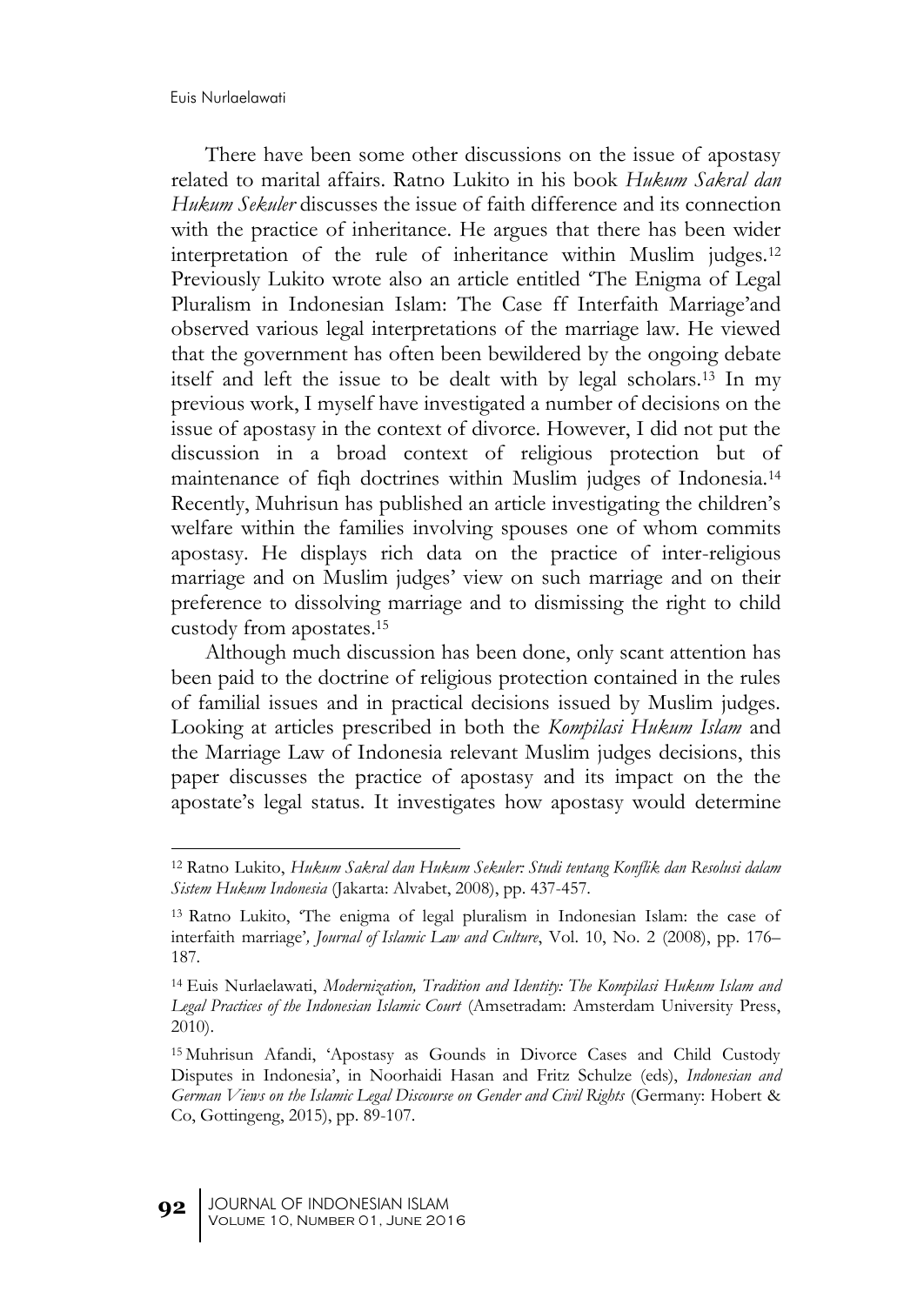There have been some other discussions on the issue of apostasy related to marital affairs. Ratno Lukito in his book *Hukum Sakral dan Hukum Sekuler* discusses the issue of faith difference and its connection with the practice of inheritance. He argues that there has been wider interpretation of the rule of inheritance within Muslim judges.[12] Previously Lukito wrote also an article entitled 'The Enigma of Legal Pluralism in Indonesian Islam: The Case ff Interfaith Marriage'and observed various legal interpretations of the marriage law. He viewed that the government has often been bewildered by the ongoing debate itself and left the issue to be dealt with by legal scholars.[13] In my previous work, I myself have investigated a number of decisions on the issue of apostasy in the context of divorce. However, I did not put the discussion in a broad context of religious protection but of maintenance of fiqh doctrines within Muslim judges of Indonesia.[14] Recently, Muhrisun has published an article investigating the children's welfare within the families involving spouses one of whom commits apostasy. He displays rich data on the practice of inter-religious marriage and on Muslim judges' view on such marriage and on their preference to dissolving marriage and to dismissing the right to child custody from apostates.[15]

Although much discussion has been done, only scant attention has been paid to the doctrine of religious protection contained in the rules of familial issues and in practical decisions issued by Muslim judges. Looking at articles prescribed in both the *Kompilasi Hukum Islam* and the Marriage Law of Indonesia relevant Muslim judges decisions, this paper discusses the practice of apostasy and its impact on the the apostate's legal status. It investigates how apostasy would determine

---

[12] Ratno Lukito, *Hukum Sakral dan Hukum Sekuler: Studi tentang Konflik dan Resolusi dalam Sistem Hukum Indonesia* (Jakarta: Alvabet, 2008), pp. 437-457.

[13] Ratno Lukito, 'The enigma of legal pluralism in Indonesian Islam: the case of interfaith marriage', *Journal of Islamic Law and Culture*, Vol. 10, No. 2 (2008), pp. 176–187.

[14] Euis Nurlaelawati, *Modernization, Tradition and Identity: The Kompilasi Hukum Islam and Legal Practices of the Indonesian Islamic Court* (Amsetradam: Amsterdam University Press, 2010).

[15] Muhrisun Afandi, 'Apostasy as Gounds in Divorce Cases and Child Custody Disputes in Indonesia', in Noorhaidi Hasan and Fritz Schulze (eds), *Indonesian and German Views on the Islamic Legal Discourse on Gender and Civil Rights* (Germany: Hobert & Co, Gottingeng, 2015), pp. 89-107.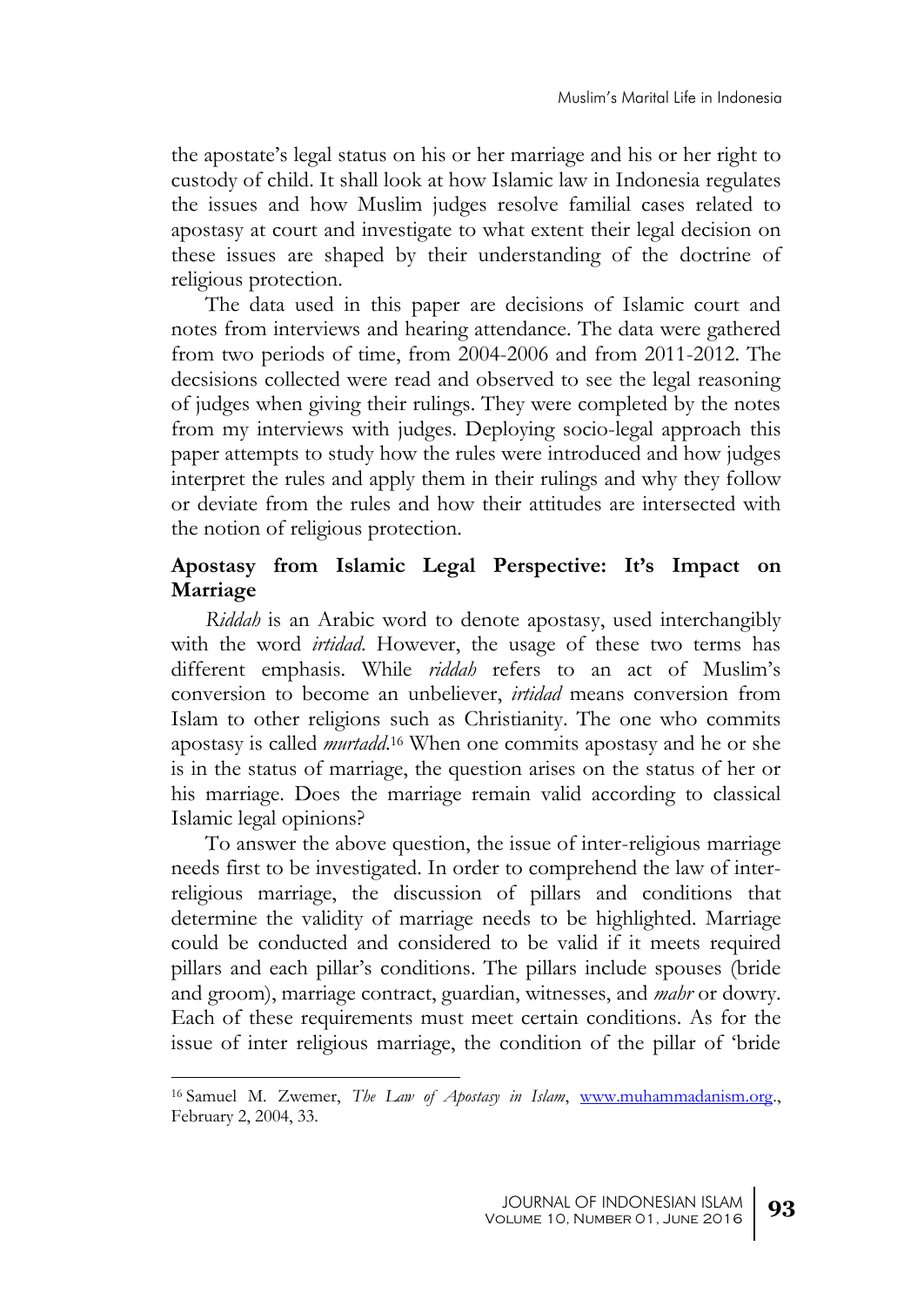the apostate's legal status on his or her marriage and his or her right to custody of child. It shall look at how Islamic law in Indonesia regulates the issues and how Muslim judges resolve familial cases related to apostasy at court and investigate to what extent their legal decision on these issues are shaped by their understanding of the doctrine of religious protection.

The data used in this paper are decisions of Islamic court and notes from interviews and hearing attendance. The data were gathered from two periods of time, from 2004-2006 and from 2011-2012. The decsisions collected were read and observed to see the legal reasoning of judges when giving their rulings. They were completed by the notes from my interviews with judges. Deploying socio-legal approach this paper attempts to study how the rules were introduced and how judges interpret the rules and apply them in their rulings and why they follow or deviate from the rules and how their attitudes are intersected with the notion of religious protection.

## Apostasy from Islamic Legal Perspective: It's Impact on Marriage

*Riddah* is an Arabic word to denote apostasy, used interchangibly with the word *irtidad*. However, the usage of these two terms has different emphasis. While *riddah* refers to an act of Muslim's conversion to become an unbeliever, *irtidad* means conversion from Islam to other religions such as Christianity. The one who commits apostasy is called *murtadd*.[16] When one commits apostasy and he or she is in the status of marriage, the question arises on the status of her or his marriage. Does the marriage remain valid according to classical Islamic legal opinions?

To answer the above question, the issue of inter-religious marriage needs first to be investigated. In order to comprehend the law of inter-religious marriage, the discussion of pillars and conditions that determine the validity of marriage needs to be highlighted. Marriage could be conducted and considered to be valid if it meets required pillars and each pillar's conditions. The pillars include spouses (bride and groom), marriage contract, guardian, witnesses, and *mahr* or dowry. Each of these requirements must meet certain conditions. As for the issue of inter religious marriage, the condition of the pillar of 'bride

---

[16] Samuel M. Zwemer, *The Law of Apostasy in Islam*, www.muhammadanism.org., February 2, 2004, 33.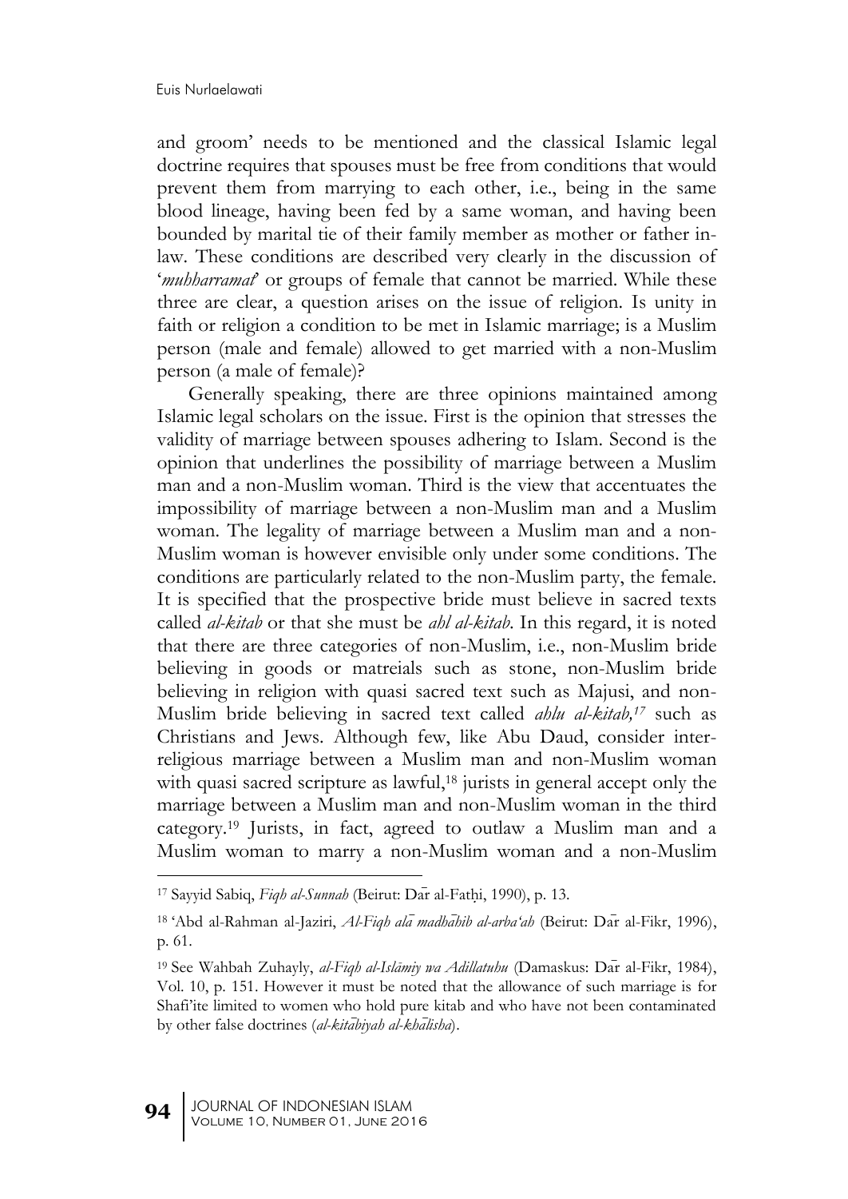and groom' needs to be mentioned and the classical Islamic legal doctrine requires that spouses must be free from conditions that would prevent them from marrying to each other, i.e., being in the same blood lineage, having been fed by a same woman, and having been bounded by marital tie of their family member as mother or father in-law. These conditions are described very clearly in the discussion of '*muhharramat*' or groups of female that cannot be married. While these three are clear, a question arises on the issue of religion. Is unity in faith or religion a condition to be met in Islamic marriage; is a Muslim person (male and female) allowed to get married with a non-Muslim person (a male of female)?

Generally speaking, there are three opinions maintained among Islamic legal scholars on the issue. First is the opinion that stresses the validity of marriage between spouses adhering to Islam. Second is the opinion that underlines the possibility of marriage between a Muslim man and a non-Muslim woman. Third is the view that accentuates the impossibility of marriage between a non-Muslim man and a Muslim woman. The legality of marriage between a Muslim man and a non-Muslim woman is however envisible only under some conditions. The conditions are particularly related to the non-Muslim party, the female. It is specified that the prospective bride must believe in sacred texts called *al-kitab* or that she must be *ahl al-kitab*. In this regard, it is noted that there are three categories of non-Muslim, i.e., non-Muslim bride believing in goods or matreials such as stone, non-Muslim bride believing in religion with quasi sacred text such as Majusi, and non-Muslim bride believing in sacred text called *ahlu al-kitab,*[17] such as Christians and Jews. Although few, like Abu Daud, consider inter-religious marriage between a Muslim man and non-Muslim woman with quasi sacred scripture as lawful,[18] jurists in general accept only the marriage between a Muslim man and non-Muslim woman in the third category.[19] Jurists, in fact, agreed to outlaw a Muslim man and a Muslim woman to marry a non-Muslim woman and a non-Muslim

---

[17] Sayyid Sabiq, *Fiqh al-Sunnah* (Beirut: Dār al-Fatḥi, 1990), p. 13.

[18] 'Abd al-Rahman al-Jaziri, *Al-Fiqh alā madhāhib al-arba'ah* (Beirut: Dār al-Fikr, 1996), p. 61.

[19] See Wahbah Zuhayly, *al-Fiqh al-Islāmiy wa Adillatuhu* (Damaskus: Dār al-Fikr, 1984), Vol. 10, p. 151. However it must be noted that the allowance of such marriage is for Shafi'ite limited to women who hold pure kitab and who have not been contaminated by other false doctrines (*al-kitābiyah al-khālisha*).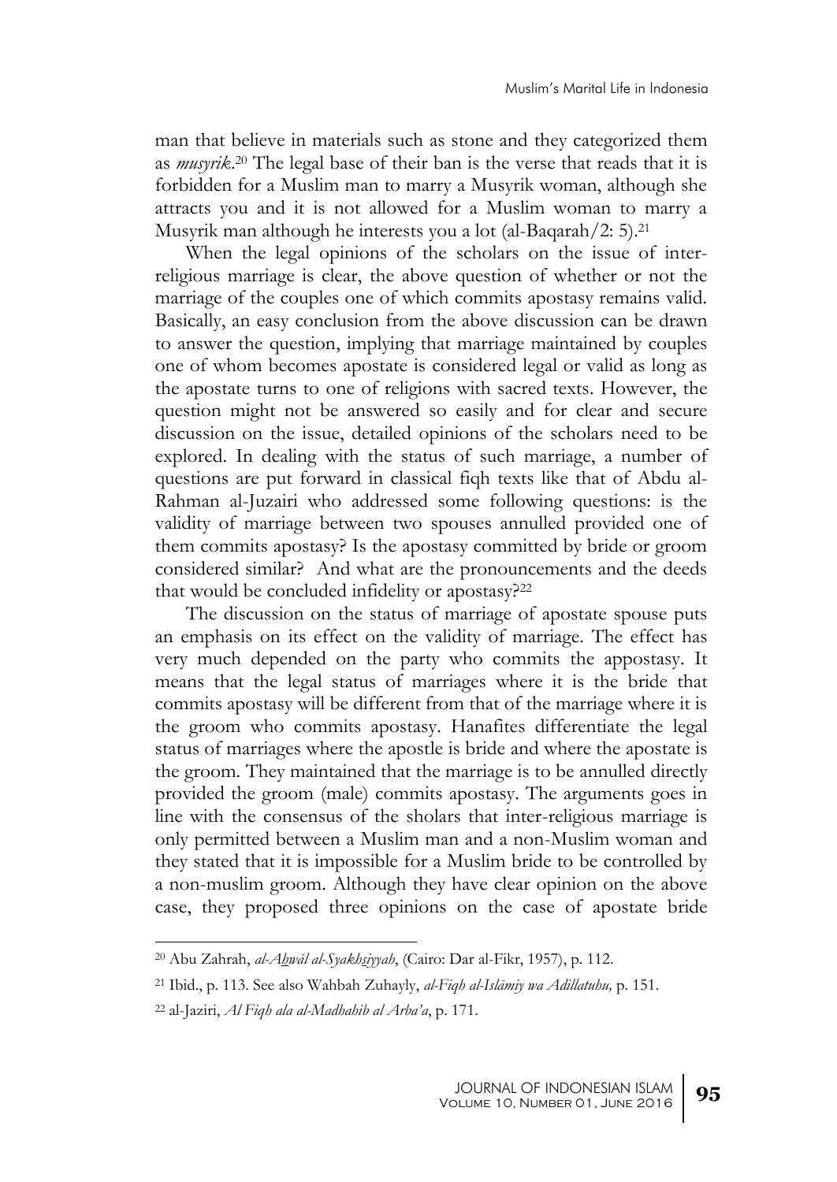man that believe in materials such as stone and they categorized them as *musyrik*.[20] The legal base of their ban is the verse that reads that it is forbidden for a Muslim man to marry a Musyrik woman, although she attracts you and it is not allowed for a Muslim woman to marry a Musyrik man although he interests you a lot (al-Baqarah/2: 5).[21]

When the legal opinions of the scholars on the issue of inter-religious marriage is clear, the above question of whether or not the marriage of the couples one of which commits apostasy remains valid. Basically, an easy conclusion from the above discussion can be drawn to answer the question, implying that marriage maintained by couples one of whom becomes apostate is considered legal or valid as long as the apostate turns to one of religions with sacred texts. However, the question might not be answered so easily and for clear and secure discussion on the issue, detailed opinions of the scholars need to be explored. In dealing with the status of such marriage, a number of questions are put forward in classical fiqh texts like that of Abdu al-Rahman al-Juzairi who addressed some following questions: is the validity of marriage between two spouses annulled provided one of them commits apostasy? Is the apostasy committed by bride or groom considered similar? And what are the pronouncements and the deeds that would be concluded infidelity or apostasy?[22]

The discussion on the status of marriage of apostate spouse puts an emphasis on its effect on the validity of marriage. The effect has very much depended on the party who commits the appostasy. It means that the legal status of marriages where it is the bride that commits apostasy will be different from that of the marriage where it is the groom who commits apostasy. Hanafites differentiate the legal status of marriages where the apostle is bride and where the apostate is the groom. They maintained that the marriage is to be annulled directly provided the groom (male) commits apostasy. The arguments goes in line with the consensus of the sholars that inter-religious marriage is only permitted between a Muslim man and a non-Muslim woman and they stated that it is impossible for a Muslim bride to be controlled by a non-muslim groom. Although they have clear opinion on the above case, they proposed three opinions on the case of apostate bride

---

[20] Abu Zahrah, *al-Aḫwāl al-Syakhṣiyyah*, (Cairo: Dar al-Fikr, 1957), p. 112.

[21] Ibid., p. 113. See also Wahbah Zuhayly, *al-Fiqh al-Islāmiy wa Adillatuhu,* p. 151.

[22] al-Jaziri, *Al Fiqh ala al-Madhahib al Arba'a*, p. 171.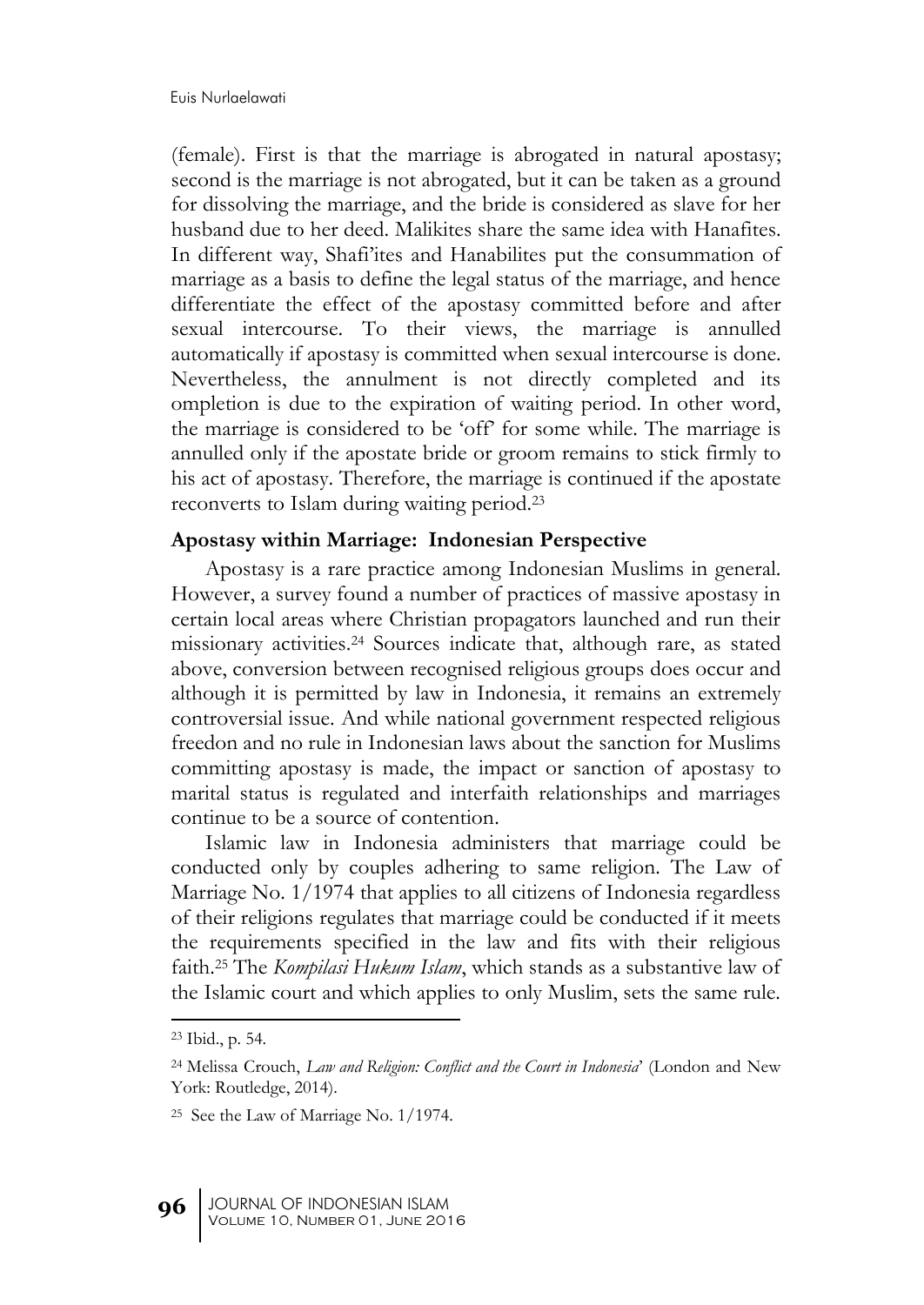(female). First is that the marriage is abrogated in natural apostasy; second is the marriage is not abrogated, but it can be taken as a ground for dissolving the marriage, and the bride is considered as slave for her husband due to her deed. Malikites share the same idea with Hanafites. In different way, Shafi'ites and Hanabilites put the consummation of marriage as a basis to define the legal status of the marriage, and hence differentiate the effect of the apostasy committed before and after sexual intercourse. To their views, the marriage is annulled automatically if apostasy is committed when sexual intercourse is done. Nevertheless, the annulment is not directly completed and its ompletion is due to the expiration of waiting period. In other word, the marriage is considered to be 'off' for some while. The marriage is annulled only if the apostate bride or groom remains to stick firmly to his act of apostasy. Therefore, the marriage is continued if the apostate reconverts to Islam during waiting period.[23]

## Apostasy within Marriage: Indonesian Perspective

Apostasy is a rare practice among Indonesian Muslims in general. However, a survey found a number of practices of massive apostasy in certain local areas where Christian propagators launched and run their missionary activities.[24] Sources indicate that, although rare, as stated above, conversion between recognised religious groups does occur and although it is permitted by law in Indonesia, it remains an extremely controversial issue. And while national government respected religious freedon and no rule in Indonesian laws about the sanction for Muslims committing apostasy is made, the impact or sanction of apostasy to marital status is regulated and interfaith relationships and marriages continue to be a source of contention.

Islamic law in Indonesia administers that marriage could be conducted only by couples adhering to same religion. The Law of Marriage No. 1/1974 that applies to all citizens of Indonesia regardless of their religions regulates that marriage could be conducted if it meets the requirements specified in the law and fits with their religious faith.[25] The *Kompilasi Hukum Islam*, which stands as a substantive law of the Islamic court and which applies to only Muslim, sets the same rule.

---

[23] Ibid., p. 54.

[24] Melissa Crouch, *Law and Religion: Conflict and the Court in Indonesia*' (London and New York: Routledge, 2014).

[25] See the Law of Marriage No. 1/1974.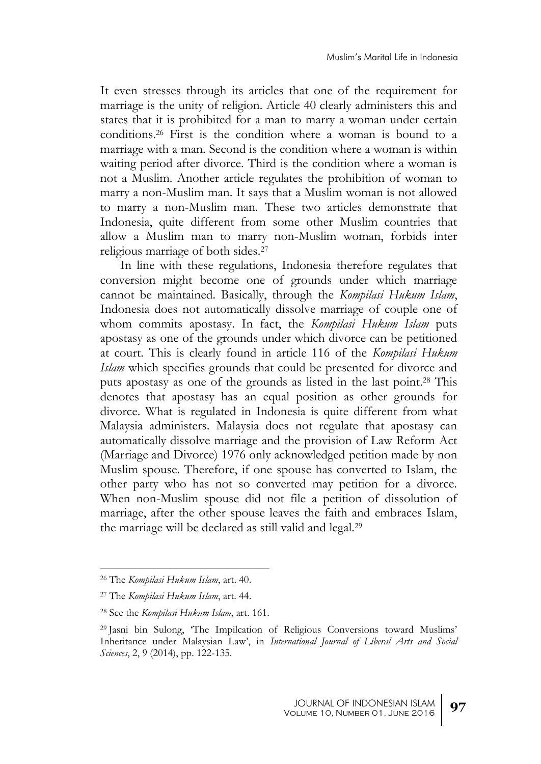It even stresses through its articles that one of the requirement for marriage is the unity of religion. Article 40 clearly administers this and states that it is prohibited for a man to marry a woman under certain conditions.[26] First is the condition where a woman is bound to a marriage with a man. Second is the condition where a woman is within waiting period after divorce. Third is the condition where a woman is not a Muslim. Another article regulates the prohibition of woman to marry a non-Muslim man. It says that a Muslim woman is not allowed to marry a non-Muslim man. These two articles demonstrate that Indonesia, quite different from some other Muslim countries that allow a Muslim man to marry non-Muslim woman, forbids inter religious marriage of both sides.[27]

In line with these regulations, Indonesia therefore regulates that conversion might become one of grounds under which marriage cannot be maintained. Basically, through the *Kompilasi Hukum Islam*, Indonesia does not automatically dissolve marriage of couple one of whom commits apostasy. In fact, the *Kompilasi Hukum Islam* puts apostasy as one of the grounds under which divorce can be petitioned at court. This is clearly found in article 116 of the *Kompilasi Hukum Islam* which specifies grounds that could be presented for divorce and puts apostasy as one of the grounds as listed in the last point.[28] This denotes that apostasy has an equal position as other grounds for divorce. What is regulated in Indonesia is quite different from what Malaysia administers. Malaysia does not regulate that apostasy can automatically dissolve marriage and the provision of Law Reform Act (Marriage and Divorce) 1976 only acknowledged petition made by non Muslim spouse. Therefore, if one spouse has converted to Islam, the other party who has not so converted may petition for a divorce. When non-Muslim spouse did not file a petition of dissolution of marriage, after the other spouse leaves the faith and embraces Islam, the marriage will be declared as still valid and legal.[29]

---

[26] The *Kompilasi Hukum Islam*, art. 40.

[27] The *Kompilasi Hukum Islam*, art. 44.

[28] See the *Kompilasi Hukum Islam*, art. 161.

[29] Jasni bin Sulong, 'The Impilcation of Religious Conversions toward Muslims' Inheritance under Malaysian Law', in *International Journal of Liberal Arts and Social Sciences*, 2, 9 (2014), pp. 122-135.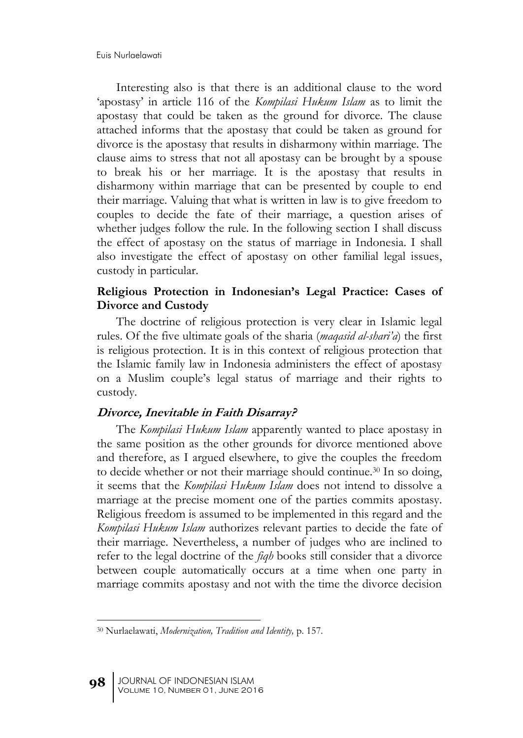Interesting also is that there is an additional clause to the word 'apostasy' in article 116 of the *Kompilasi Hukum Islam* as to limit the apostasy that could be taken as the ground for divorce. The clause attached informs that the apostasy that could be taken as ground for divorce is the apostasy that results in disharmony within marriage. The clause aims to stress that not all apostasy can be brought by a spouse to break his or her marriage. It is the apostasy that results in disharmony within marriage that can be presented by couple to end their marriage. Valuing that what is written in law is to give freedom to couples to decide the fate of their marriage, a question arises of whether judges follow the rule. In the following section I shall discuss the effect of apostasy on the status of marriage in Indonesia. I shall also investigate the effect of apostasy on other familial legal issues, custody in particular.

## Religious Protection in Indonesian's Legal Practice: Cases of Divorce and Custody

The doctrine of religious protection is very clear in Islamic legal rules. Of the five ultimate goals of the sharia (*maqasid al-shari'a*) the first is religious protection. It is in this context of religious protection that the Islamic family law in Indonesia administers the effect of apostasy on a Muslim couple's legal status of marriage and their rights to custody.

### *Divorce, Inevitable in Faith Disarray?*

The *Kompilasi Hukum Islam* apparently wanted to place apostasy in the same position as the other grounds for divorce mentioned above and therefore, as I argued elsewhere, to give the couples the freedom to decide whether or not their marriage should continue.[30] In so doing, it seems that the *Kompilasi Hukum Islam* does not intend to dissolve a marriage at the precise moment one of the parties commits apostasy. Religious freedom is assumed to be implemented in this regard and the *Kompilasi Hukum Islam* authorizes relevant parties to decide the fate of their marriage. Nevertheless, a number of judges who are inclined to refer to the legal doctrine of the *fiqh* books still consider that a divorce between couple automatically occurs at a time when one party in marriage commits apostasy and not with the time the divorce decision

---

[30] Nurlaelawati, *Modernization, Tradition and Identity,* p. 157.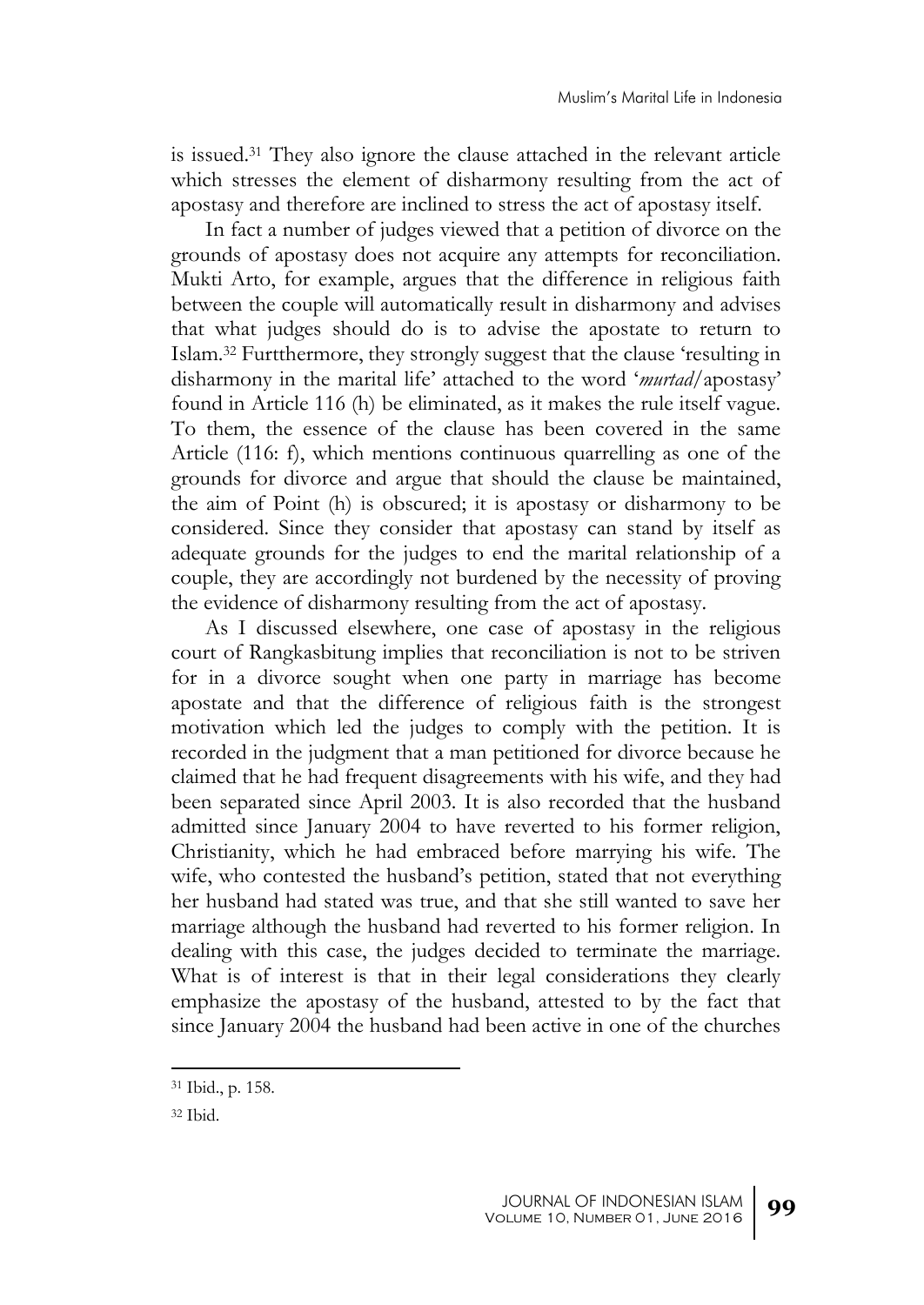is issued.[31] They also ignore the clause attached in the relevant article which stresses the element of disharmony resulting from the act of apostasy and therefore are inclined to stress the act of apostasy itself.

In fact a number of judges viewed that a petition of divorce on the grounds of apostasy does not acquire any attempts for reconciliation. Mukti Arto, for example, argues that the difference in religious faith between the couple will automatically result in disharmony and advises that what judges should do is to advise the apostate to return to Islam.[32] Furtthermore, they strongly suggest that the clause 'resulting in disharmony in the marital life' attached to the word '*murtad*/apostasy' found in Article 116 (h) be eliminated, as it makes the rule itself vague. To them, the essence of the clause has been covered in the same Article (116: f), which mentions continuous quarrelling as one of the grounds for divorce and argue that should the clause be maintained, the aim of Point (h) is obscured; it is apostasy or disharmony to be considered. Since they consider that apostasy can stand by itself as adequate grounds for the judges to end the marital relationship of a couple, they are accordingly not burdened by the necessity of proving the evidence of disharmony resulting from the act of apostasy.

As I discussed elsewhere, one case of apostasy in the religious court of Rangkasbitung implies that reconciliation is not to be striven for in a divorce sought when one party in marriage has become apostate and that the difference of religious faith is the strongest motivation which led the judges to comply with the petition. It is recorded in the judgment that a man petitioned for divorce because he claimed that he had frequent disagreements with his wife, and they had been separated since April 2003. It is also recorded that the husband admitted since January 2004 to have reverted to his former religion, Christianity, which he had embraced before marrying his wife. The wife, who contested the husband's petition, stated that not everything her husband had stated was true, and that she still wanted to save her marriage although the husband had reverted to his former religion. In dealing with this case, the judges decided to terminate the marriage. What is of interest is that in their legal considerations they clearly emphasize the apostasy of the husband, attested to by the fact that since January 2004 the husband had been active in one of the churches

---

[31] Ibid., p. 158.

[32] Ibid.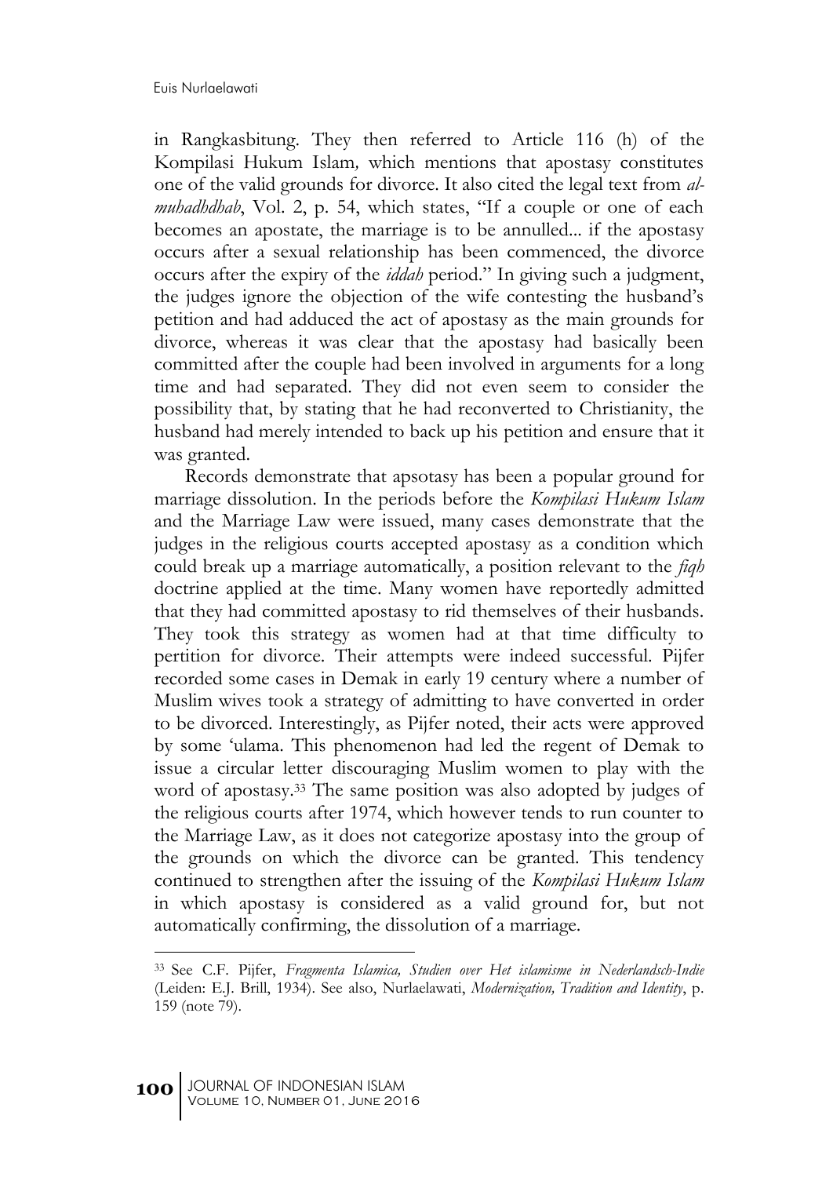in Rangkasbitung. They then referred to Article 116 (h) of the Kompilasi Hukum Islam*,* which mentions that apostasy constitutes one of the valid grounds for divorce. It also cited the legal text from *al-muhadhdhab*, Vol. 2, p. 54, which states, "If a couple or one of each becomes an apostate, the marriage is to be annulled... if the apostasy occurs after a sexual relationship has been commenced, the divorce occurs after the expiry of the *iddah* period." In giving such a judgment, the judges ignore the objection of the wife contesting the husband's petition and had adduced the act of apostasy as the main grounds for divorce, whereas it was clear that the apostasy had basically been committed after the couple had been involved in arguments for a long time and had separated. They did not even seem to consider the possibility that, by stating that he had reconverted to Christianity, the husband had merely intended to back up his petition and ensure that it was granted.

Records demonstrate that apsotasy has been a popular ground for marriage dissolution. In the periods before the *Kompilasi Hukum Islam* and the Marriage Law were issued, many cases demonstrate that the judges in the religious courts accepted apostasy as a condition which could break up a marriage automatically, a position relevant to the *fiqh* doctrine applied at the time. Many women have reportedly admitted that they had committed apostasy to rid themselves of their husbands. They took this strategy as women had at that time difficulty to pertition for divorce. Their attempts were indeed successful. Pijfer recorded some cases in Demak in early 19 century where a number of Muslim wives took a strategy of admitting to have converted in order to be divorced. Interestingly, as Pijfer noted, their acts were approved by some 'ulama. This phenomenon had led the regent of Demak to issue a circular letter discouraging Muslim women to play with the word of apostasy.[33] The same position was also adopted by judges of the religious courts after 1974, which however tends to run counter to the Marriage Law, as it does not categorize apostasy into the group of the grounds on which the divorce can be granted. This tendency continued to strengthen after the issuing of the *Kompilasi Hukum Islam* in which apostasy is considered as a valid ground for, but not automatically confirming, the dissolution of a marriage.

---

[33] See C.F. Pijfer, *Fragmenta Islamica, Studien over Het islamisme in Nederlandsch-Indie* (Leiden: E.J. Brill, 1934). See also, Nurlaelawati, *Modernization, Tradition and Identity*, p. 159 (note 79).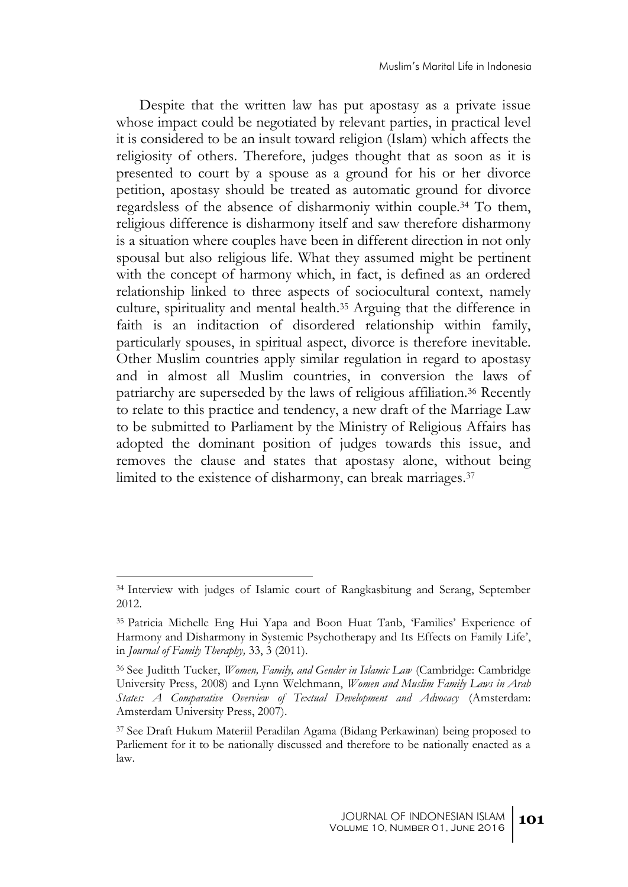Despite that the written law has put apostasy as a private issue whose impact could be negotiated by relevant parties, in practical level it is considered to be an insult toward religion (Islam) which affects the religiosity of others. Therefore, judges thought that as soon as it is presented to court by a spouse as a ground for his or her divorce petition, apostasy should be treated as automatic ground for divorce regardsless of the absence of disharmoniy within couple.[34] To them, religious difference is disharmony itself and saw therefore disharmony is a situation where couples have been in different direction in not only spousal but also religious life. What they assumed might be pertinent with the concept of harmony which, in fact, is defined as an ordered relationship linked to three aspects of sociocultural context, namely culture, spirituality and mental health.[35] Arguing that the difference in faith is an inditaction of disordered relationship within family, particularly spouses, in spiritual aspect, divorce is therefore inevitable. Other Muslim countries apply similar regulation in regard to apostasy and in almost all Muslim countries, in conversion the laws of patriarchy are superseded by the laws of religious affiliation.[36] Recently to relate to this practice and tendency, a new draft of the Marriage Law to be submitted to Parliament by the Ministry of Religious Affairs has adopted the dominant position of judges towards this issue, and removes the clause and states that apostasy alone, without being limited to the existence of disharmony, can break marriages.[37]

---

[34] Interview with judges of Islamic court of Rangkasbitung and Serang, September 2012.

[35] Patricia Michelle Eng Hui Yapa and Boon Huat Tanb, 'Families' Experience of Harmony and Disharmony in Systemic Psychotherapy and Its Effects on Family Life', in *Journal of Family Theraphy,* 33, 3 (2011).

[36] See Juditth Tucker, *Women, Family, and Gender in Islamic Law* (Cambridge: Cambridge University Press, 2008) and Lynn Welchmann, *Women and Muslim Family Laws in Arab States: A Comparative Overview of Textual Development and Advocacy* (Amsterdam: Amsterdam University Press, 2007).

[37] See Draft Hukum Materiil Peradilan Agama (Bidang Perkawinan) being proposed to Parliement for it to be nationally discussed and therefore to be nationally enacted as a law.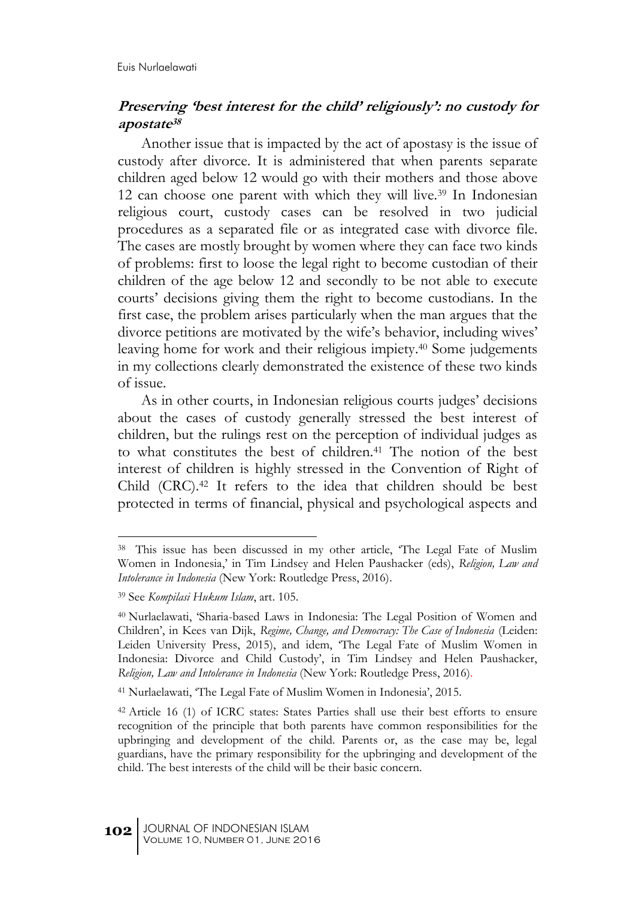### ***Preserving 'best interest for the child' religiously': no custody for apostate***[38]

Another issue that is impacted by the act of apostasy is the issue of custody after divorce. It is administered that when parents separate children aged below 12 would go with their mothers and those above 12 can choose one parent with which they will live.[39] In Indonesian religious court, custody cases can be resolved in two judicial procedures as a separated file or as integrated case with divorce file. The cases are mostly brought by women where they can face two kinds of problems: first to loose the legal right to become custodian of their children of the age below 12 and secondly to be not able to execute courts' decisions giving them the right to become custodians. In the first case, the problem arises particularly when the man argues that the divorce petitions are motivated by the wife's behavior, including wives' leaving home for work and their religious impiety.[40] Some judgements in my collections clearly demonstrated the existence of these two kinds of issue.

As in other courts, in Indonesian religious courts judges' decisions about the cases of custody generally stressed the best interest of children, but the rulings rest on the perception of individual judges as to what constitutes the best of children.[41] The notion of the best interest of children is highly stressed in the Convention of Right of Child (CRC).[42] It refers to the idea that children should be best protected in terms of financial, physical and psychological aspects and

---

[38] This issue has been discussed in my other article, 'The Legal Fate of Muslim Women in Indonesia,' in Tim Lindsey and Helen Paushacker (eds), *Religion, Law and Intolerance in Indonesia* (New York: Routledge Press, 2016).

[39] See *Kompilasi Hukum Islam*, art. 105.

[40] Nurlaelawati, 'Sharia-based Laws in Indonesia: The Legal Position of Women and Children', in Kees van Dijk, *Regime, Change, and Democracy: The Case of Indonesia* (Leiden: Leiden University Press, 2015), and idem, 'The Legal Fate of Muslim Women in Indonesia: Divorce and Child Custody', in Tim Lindsey and Helen Paushacker, *Religion, Law and Intolerance in Indonesia* (New York: Routledge Press, 2016).

[41] Nurlaelawati, 'The Legal Fate of Muslim Women in Indonesia', 2015.

[42] Article 16 (1) of ICRC states: States Parties shall use their best efforts to ensure recognition of the principle that both parents have common responsibilities for the upbringing and development of the child. Parents or, as the case may be, legal guardians, have the primary responsibility for the upbringing and development of the child. The best interests of the child will be their basic concern.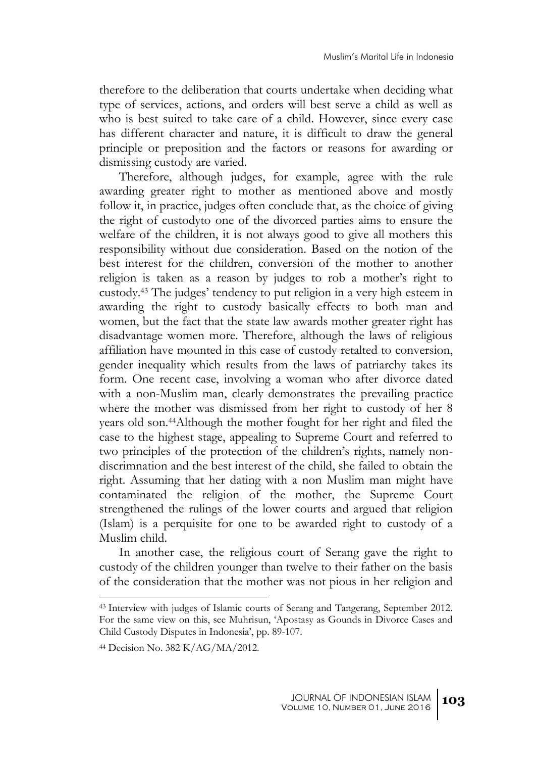therefore to the deliberation that courts undertake when deciding what type of services, actions, and orders will best serve a child as well as who is best suited to take care of a child. However, since every case has different character and nature, it is difficult to draw the general principle or preposition and the factors or reasons for awarding or dismissing custody are varied.

Therefore, although judges, for example, agree with the rule awarding greater right to mother as mentioned above and mostly follow it, in practice, judges often conclude that, as the choice of giving the right of custodyto one of the divorced parties aims to ensure the welfare of the children, it is not always good to give all mothers this responsibility without due consideration. Based on the notion of the best interest for the children, conversion of the mother to another religion is taken as a reason by judges to rob a mother's right to custody.[43] The judges' tendency to put religion in a very high esteem in awarding the right to custody basically effects to both man and women, but the fact that the state law awards mother greater right has disadvantage women more. Therefore, although the laws of religious affiliation have mounted in this case of custody retalted to conversion, gender inequality which results from the laws of patriarchy takes its form. One recent case, involving a woman who after divorce dated with a non-Muslim man, clearly demonstrates the prevailing practice where the mother was dismissed from her right to custody of her 8 years old son.[44]Although the mother fought for her right and filed the case to the highest stage, appealing to Supreme Court and referred to two principles of the protection of the children's rights, namely non-discrimnation and the best interest of the child, she failed to obtain the right. Assuming that her dating with a non Muslim man might have contaminated the religion of the mother, the Supreme Court strengthened the rulings of the lower courts and argued that religion (Islam) is a perquisite for one to be awarded right to custody of a Muslim child.

In another case, the religious court of Serang gave the right to custody of the children younger than twelve to their father on the basis of the consideration that the mother was not pious in her religion and

---

[43] Interview with judges of Islamic courts of Serang and Tangerang, September 2012. For the same view on this, see Muhrisun, 'Apostasy as Gounds in Divorce Cases and Child Custody Disputes in Indonesia', pp. 89-107.

[44] Decision No. 382 K/AG/MA/2012.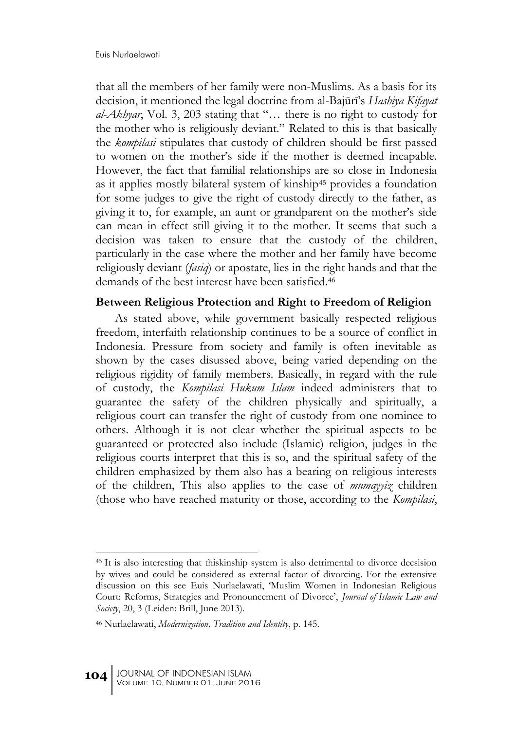that all the members of her family were non-Muslims. As a basis for its decision, it mentioned the legal doctrine from al-Bajūrī's *Hashiya Kifayat al-Akhyar*, Vol. 3, 203 stating that "… there is no right to custody for the mother who is religiously deviant." Related to this is that basically the *kompilasi* stipulates that custody of children should be first passed to women on the mother's side if the mother is deemed incapable. However, the fact that familial relationships are so close in Indonesia as it applies mostly bilateral system of kinship[45] provides a foundation for some judges to give the right of custody directly to the father, as giving it to, for example, an aunt or grandparent on the mother's side can mean in effect still giving it to the mother. It seems that such a decision was taken to ensure that the custody of the children, particularly in the case where the mother and her family have become religiously deviant (*fasiq*) or apostate, lies in the right hands and that the demands of the best interest have been satisfied.[46]

### Between Religious Protection and Right to Freedom of Religion

As stated above, while government basically respected religious freedom, interfaith relationship continues to be a source of conflict in Indonesia. Pressure from society and family is often inevitable as shown by the cases disussed above, being varied depending on the religious rigidity of family members. Basically, in regard with the rule of custody, the *Kompilasi Hukum Islam* indeed administers that to guarantee the safety of the children physically and spiritually, a religious court can transfer the right of custody from one nominee to others. Although it is not clear whether the spiritual aspects to be guaranteed or protected also include (Islamic) religion, judges in the religious courts interpret that this is so, and the spiritual safety of the children emphasized by them also has a bearing on religious interests of the children, This also applies to the case of *mumayyiz* children (those who have reached maturity or those, according to the *Kompilasi*,

---

[45] It is also interesting that thiskinship system is also detrimental to divorce decsision by wives and could be considered as external factor of divorcing. For the extensive discussion on this see Euis Nurlaelawati, 'Muslim Women in Indonesian Religious Court: Reforms, Strategies and Pronouncement of Divorce', *Journal of Islamic Law and Society*, 20, 3 (Leiden: Brill, June 2013).

[46] Nurlaelawati, *Modernization, Tradition and Identity*, p. 145.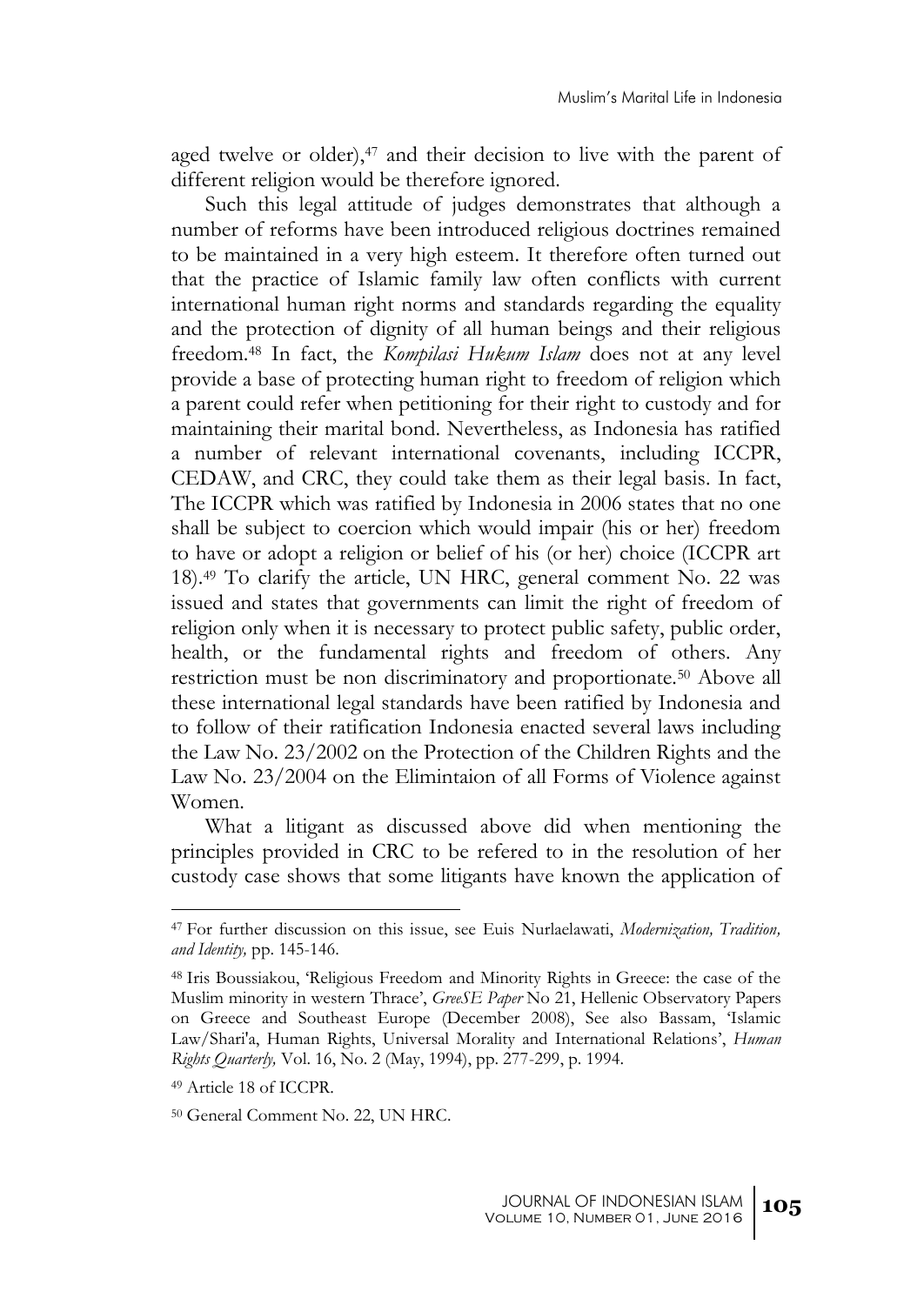aged twelve or older),[47] and their decision to live with the parent of different religion would be therefore ignored.

Such this legal attitude of judges demonstrates that although a number of reforms have been introduced religious doctrines remained to be maintained in a very high esteem. It therefore often turned out that the practice of Islamic family law often conflicts with current international human right norms and standards regarding the equality and the protection of dignity of all human beings and their religious freedom.[48] In fact, the *Kompilasi Hukum Islam* does not at any level provide a base of protecting human right to freedom of religion which a parent could refer when petitioning for their right to custody and for maintaining their marital bond. Nevertheless, as Indonesia has ratified a number of relevant international covenants, including ICCPR, CEDAW, and CRC, they could take them as their legal basis. In fact, The ICCPR which was ratified by Indonesia in 2006 states that no one shall be subject to coercion which would impair (his or her) freedom to have or adopt a religion or belief of his (or her) choice (ICCPR art 18).[49] To clarify the article, UN HRC, general comment No. 22 was issued and states that governments can limit the right of freedom of religion only when it is necessary to protect public safety, public order, health, or the fundamental rights and freedom of others. Any restriction must be non discriminatory and proportionate.[50] Above all these international legal standards have been ratified by Indonesia and to follow of their ratification Indonesia enacted several laws including the Law No. 23/2002 on the Protection of the Children Rights and the Law No. 23/2004 on the Elimintaion of all Forms of Violence against Women.

What a litigant as discussed above did when mentioning the principles provided in CRC to be refered to in the resolution of her custody case shows that some litigants have known the application of

---

[47] For further discussion on this issue, see Euis Nurlaelawati, *Modernization, Tradition, and Identity,* pp. 145-146.

[48] Iris Boussiakou, 'Religious Freedom and Minority Rights in Greece: the case of the Muslim minority in western Thrace', *GreeSE Paper* No 21, Hellenic Observatory Papers on Greece and Southeast Europe (December 2008), See also Bassam, 'Islamic Law/Shari'a, Human Rights, Universal Morality and International Relations', *Human Rights Quarterly,* Vol. 16, No. 2 (May, 1994), pp. 277-299, p. 1994.

[49] Article 18 of ICCPR.

[50] General Comment No. 22, UN HRC.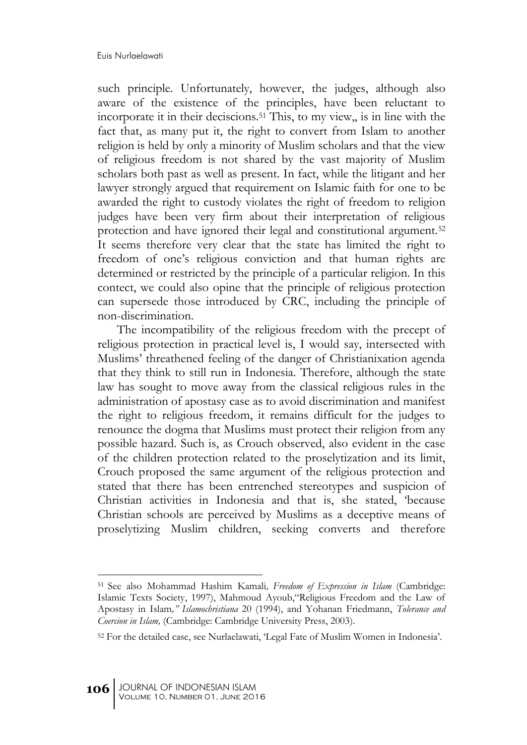such principle. Unfortunately, however, the judges, although also aware of the existence of the principles, have been reluctant to incorporate it in their deciscions.[51] This, to my view,, is in line with the fact that, as many put it, the right to convert from Islam to another religion is held by only a minority of Muslim scholars and that the view of religious freedom is not shared by the vast majority of Muslim scholars both past as well as present. In fact, while the litigant and her lawyer strongly argued that requirement on Islamic faith for one to be awarded the right to custody violates the right of freedom to religion judges have been very firm about their interpretation of religious protection and have ignored their legal and constitutional argument.[52] It seems therefore very clear that the state has limited the right to freedom of one's religious conviction and that human rights are determined or restricted by the principle of a particular religion. In this contect, we could also opine that the principle of religious protection can supersede those introduced by CRC, including the principle of non-discrimination.

The incompatibility of the religious freedom with the precept of religious protection in practical level is, I would say, intersected with Muslims' threathened feeling of the danger of Christianixation agenda that they think to still run in Indonesia. Therefore, although the state law has sought to move away from the classical religious rules in the administration of apostasy case as to avoid discrimination and manifest the right to religious freedom, it remains difficult for the judges to renounce the dogma that Muslims must protect their religion from any possible hazard. Such is, as Crouch observed, also evident in the case of the children protection related to the proselytization and its limit, Crouch proposed the same argument of the religious protection and stated that there has been entrenched stereotypes and suspicion of Christian activities in Indonesia and that is, she stated, 'because Christian schools are perceived by Muslims as a deceptive means of proselytizing Muslim children, seeking converts and therefore

---

[51] See also Mohammad Hashim Kamali*, Freedom of Expression in Islam* (Cambridge: Islamic Texts Society, 1997), Mahmoud Ayoub,"Religious Freedom and the Law of Apostasy in Islam*," Islamochristiana* 20 (1994), and Yohanan Friedmann, *Tolerance and Coercion in Islam,* (Cambridge: Cambridge University Press, 2003).

[52] For the detailed case, see Nurlaelawati, 'Legal Fate of Muslim Women in Indonesia'.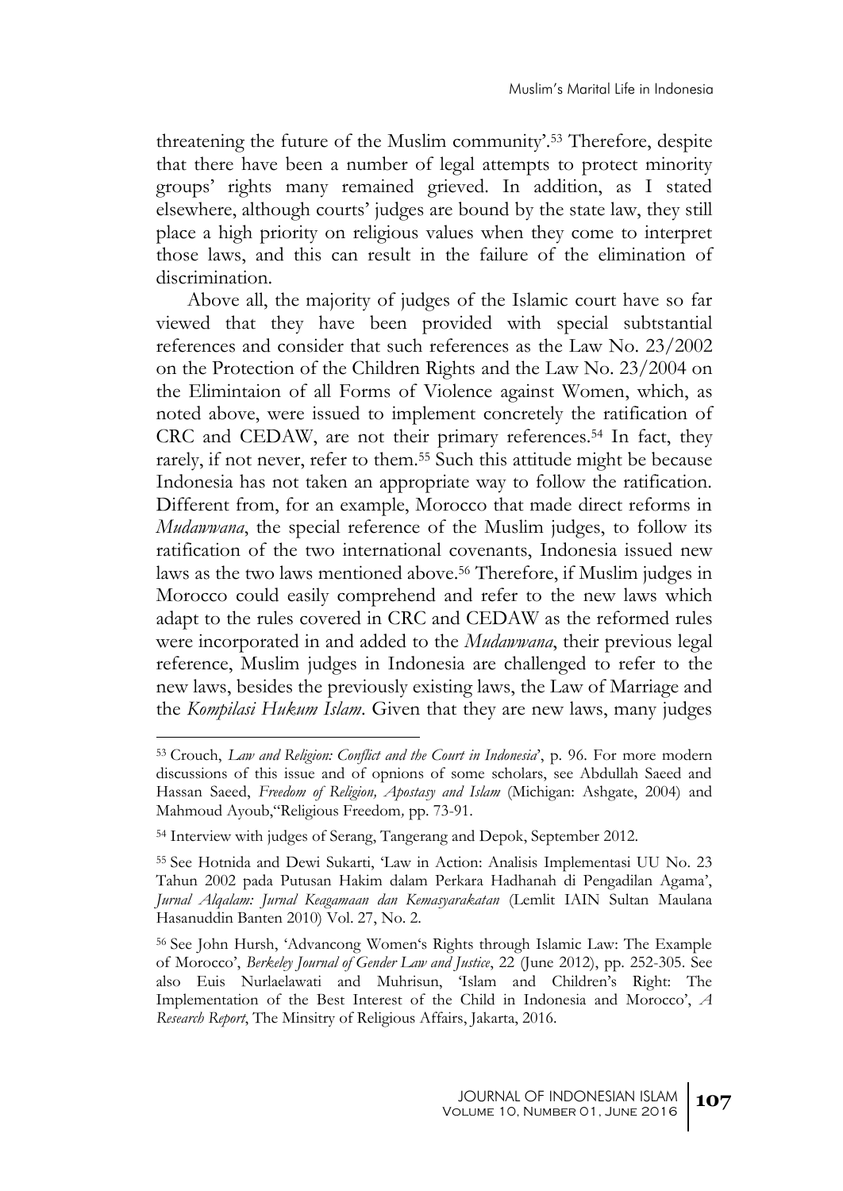threatening the future of the Muslim community'.[53] Therefore, despite that there have been a number of legal attempts to protect minority groups' rights many remained grieved. In addition, as I stated elsewhere, although courts' judges are bound by the state law, they still place a high priority on religious values when they come to interpret those laws, and this can result in the failure of the elimination of discrimination.

Above all, the majority of judges of the Islamic court have so far viewed that they have been provided with special subtstantial references and consider that such references as the Law No. 23/2002 on the Protection of the Children Rights and the Law No. 23/2004 on the Elimintaion of all Forms of Violence against Women, which, as noted above, were issued to implement concretely the ratification of CRC and CEDAW, are not their primary references.[54] In fact, they rarely, if not never, refer to them.[55] Such this attitude might be because Indonesia has not taken an appropriate way to follow the ratification. Different from, for an example, Morocco that made direct reforms in *Mudawwana*, the special reference of the Muslim judges, to follow its ratification of the two international covenants, Indonesia issued new laws as the two laws mentioned above.[56] Therefore, if Muslim judges in Morocco could easily comprehend and refer to the new laws which adapt to the rules covered in CRC and CEDAW as the reformed rules were incorporated in and added to the *Mudawwana*, their previous legal reference, Muslim judges in Indonesia are challenged to refer to the new laws, besides the previously existing laws, the Law of Marriage and the *Kompilasi Hukum Islam*. Given that they are new laws, many judges

---

[53] Crouch, *Law and Religion: Conflict and the Court in Indonesia*', p. 96. For more modern discussions of this issue and of opnions of some scholars, see Abdullah Saeed and Hassan Saeed, *Freedom of Religion, Apostasy and Islam* (Michigan: Ashgate, 2004) and Mahmoud Ayoub,"Religious Freedom*,* pp. 73-91.

[54] Interview with judges of Serang, Tangerang and Depok, September 2012.

[55] See Hotnida and Dewi Sukarti, 'Law in Action: Analisis Implementasi UU No. 23 Tahun 2002 pada Putusan Hakim dalam Perkara Hadhanah di Pengadilan Agama', *Jurnal Alqalam: Jurnal Keagamaan dan Kemasyarakatan* (Lemlit IAIN Sultan Maulana Hasanuddin Banten 2010) Vol. 27, No. 2.

[56] See John Hursh, 'Advancong Women's Rights through Islamic Law: The Example of Morocco', *Berkeley Journal of Gender Law and Justice*, 22 (June 2012), pp. 252-305. See also Euis Nurlaelawati and Muhrisun, 'Islam and Children's Right: The Implementation of the Best Interest of the Child in Indonesia and Morocco', *A Research Report*, The Minsitry of Religious Affairs, Jakarta, 2016.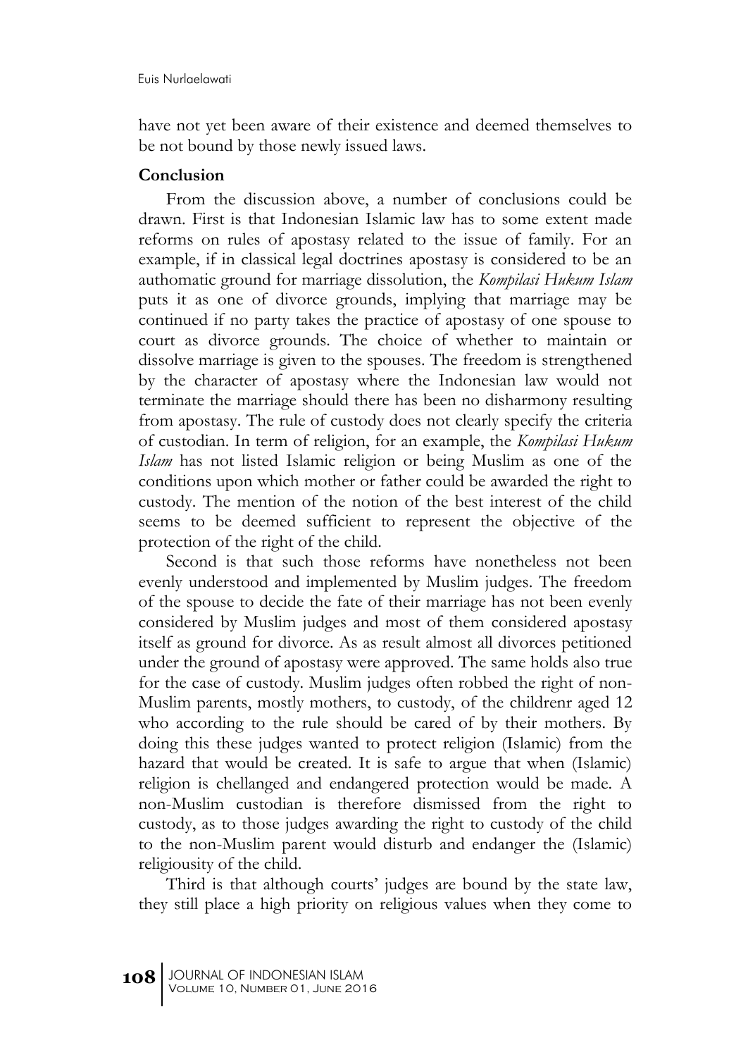have not yet been aware of their existence and deemed themselves to be not bound by those newly issued laws.

## Conclusion

From the discussion above, a number of conclusions could be drawn. First is that Indonesian Islamic law has to some extent made reforms on rules of apostasy related to the issue of family. For an example, if in classical legal doctrines apostasy is considered to be an authomatic ground for marriage dissolution, the *Kompilasi Hukum Islam* puts it as one of divorce grounds, implying that marriage may be continued if no party takes the practice of apostasy of one spouse to court as divorce grounds. The choice of whether to maintain or dissolve marriage is given to the spouses. The freedom is strengthened by the character of apostasy where the Indonesian law would not terminate the marriage should there has been no disharmony resulting from apostasy. The rule of custody does not clearly specify the criteria of custodian. In term of religion, for an example, the *Kompilasi Hukum Islam* has not listed Islamic religion or being Muslim as one of the conditions upon which mother or father could be awarded the right to custody. The mention of the notion of the best interest of the child seems to be deemed sufficient to represent the objective of the protection of the right of the child.

Second is that such those reforms have nonetheless not been evenly understood and implemented by Muslim judges. The freedom of the spouse to decide the fate of their marriage has not been evenly considered by Muslim judges and most of them considered apostasy itself as ground for divorce. As as result almost all divorces petitioned under the ground of apostasy were approved. The same holds also true for the case of custody. Muslim judges often robbed the right of non-Muslim parents, mostly mothers, to custody, of the childrenr aged 12 who according to the rule should be cared of by their mothers. By doing this these judges wanted to protect religion (Islamic) from the hazard that would be created. It is safe to argue that when (Islamic) religion is chellanged and endangered protection would be made. A non-Muslim custodian is therefore dismissed from the right to custody, as to those judges awarding the right to custody of the child to the non-Muslim parent would disturb and endanger the (Islamic) religiousity of the child.

Third is that although courts' judges are bound by the state law, they still place a high priority on religious values when they come to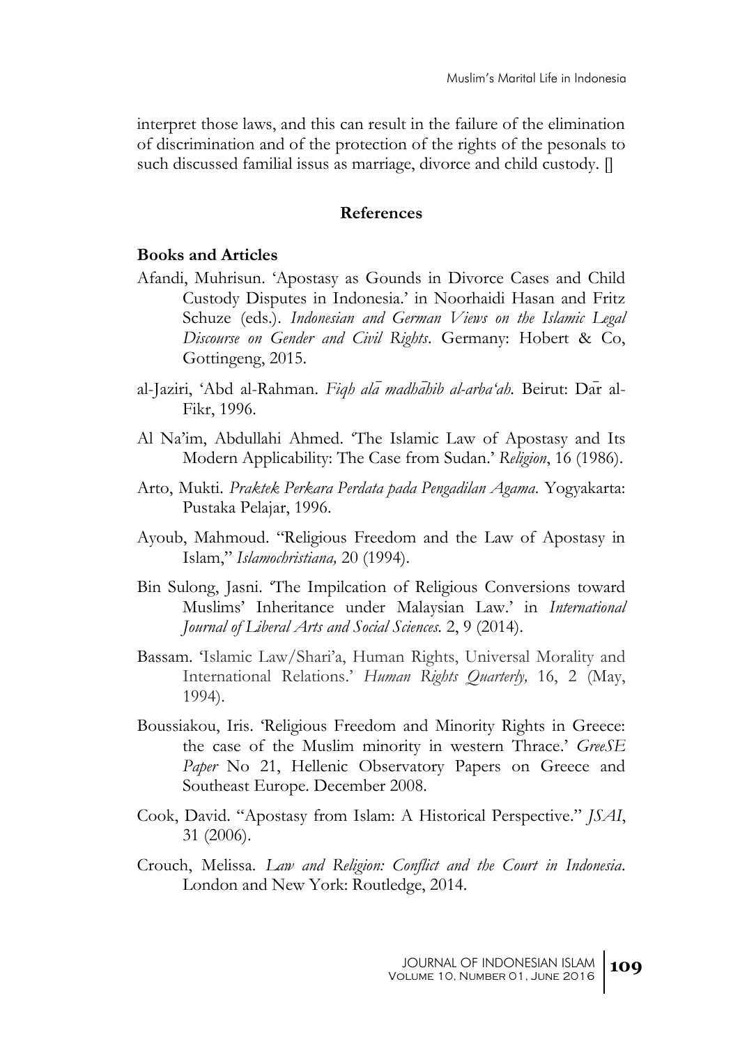interpret those laws, and this can result in the failure of the elimination of discrimination and of the protection of the rights of the pesonals to such discussed familial issus as marriage, divorce and child custody. []

## References

### Books and Articles

Afandi, Muhrisun. 'Apostasy as Gounds in Divorce Cases and Child Custody Disputes in Indonesia.' in Noorhaidi Hasan and Fritz Schuze (eds.). *Indonesian and German Views on the Islamic Legal Discourse on Gender and Civil Rights*. Germany: Hobert & Co, Gottingeng, 2015.

al-Jaziri, 'Abd al-Rahman. *Fiqh alā madhāhib al-arba'ah.* Beirut: Dār al-Fikr, 1996.

Al Na'im, Abdullahi Ahmed. 'The Islamic Law of Apostasy and Its Modern Applicability: The Case from Sudan.' *Religion*, 16 (1986).

Arto, Mukti. *Praktek Perkara Perdata pada Pengadilan Agama*. Yogyakarta: Pustaka Pelajar, 1996.

Ayoub, Mahmoud. "Religious Freedom and the Law of Apostasy in Islam," *Islamochristiana,* 20 (1994).

Bin Sulong, Jasni. 'The Impilcation of Religious Conversions toward Muslims' Inheritance under Malaysian Law.' in *International Journal of Liberal Arts and Social Sciences.* 2, 9 (2014).

Bassam. 'Islamic Law/Shari'a, Human Rights, Universal Morality and International Relations.' *Human Rights Quarterly,* 16, 2 (May, 1994).

Boussiakou, Iris. 'Religious Freedom and Minority Rights in Greece: the case of the Muslim minority in western Thrace.' *GreeSE Paper* No 21, Hellenic Observatory Papers on Greece and Southeast Europe. December 2008.

Cook, David. "Apostasy from Islam: A Historical Perspective." *JSAI*, 31 (2006).

Crouch, Melissa. *Law and Religion: Conflict and the Court in Indonesia*. London and New York: Routledge, 2014.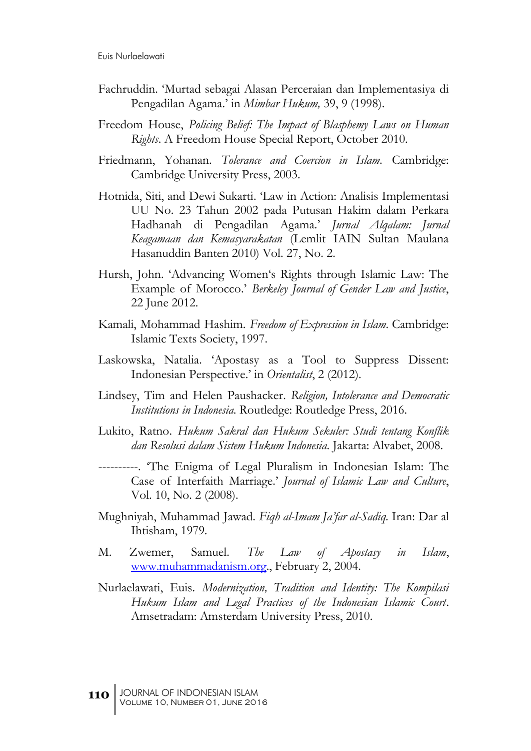Fachruddin. 'Murtad sebagai Alasan Perceraian dan Implementasiya di Pengadilan Agama.' in *Mimbar Hukum,* 39, 9 (1998).

Freedom House, *Policing Belief: The Impact of Blasphemy Laws on Human Rights*. A Freedom House Special Report, October 2010.

Friedmann, Yohanan. *Tolerance and Coercion in Islam*. Cambridge: Cambridge University Press, 2003.

Hotnida, Siti, and Dewi Sukarti. 'Law in Action: Analisis Implementasi UU No. 23 Tahun 2002 pada Putusan Hakim dalam Perkara Hadhanah di Pengadilan Agama.' *Jurnal Alqalam: Jurnal Keagamaan dan Kemasyarakatan* (Lemlit IAIN Sultan Maulana Hasanuddin Banten 2010) Vol. 27, No. 2.

Hursh, John. 'Advancing Women's Rights through Islamic Law: The Example of Morocco.' *Berkeley Journal of Gender Law and Justice*, 22 June 2012.

Kamali, Mohammad Hashim. *Freedom of Expression in Islam*. Cambridge: Islamic Texts Society, 1997.

Laskowska, Natalia. 'Apostasy as a Tool to Suppress Dissent: Indonesian Perspective.' in *Orientalist*, 2 (2012).

Lindsey, Tim and Helen Paushacker. *Religion, Intolerance and Democratic Institutions in Indonesia*. Routledge: Routledge Press, 2016.

Lukito, Ratno. *Hukum Sakral dan Hukum Sekuler: Studi tentang Konflik dan Resolusi dalam Sistem Hukum Indonesia*. Jakarta: Alvabet, 2008.

----------. 'The Enigma of Legal Pluralism in Indonesian Islam: The Case of Interfaith Marriage.' *Journal of Islamic Law and Culture*, Vol. 10, No. 2 (2008).

Mughniyah, Muhammad Jawad. *Fiqh al-Imam Ja'far al-Sadiq*. Iran: Dar al Ihtisham, 1979.

M. Zwemer, Samuel. *The Law of Apostasy in Islam*, www.muhammadanism.org., February 2, 2004.

Nurlaelawati, Euis. *Modernization, Tradition and Identity: The Kompilasi Hukum Islam and Legal Practices of the Indonesian Islamic Court*. Amsetradam: Amsterdam University Press, 2010.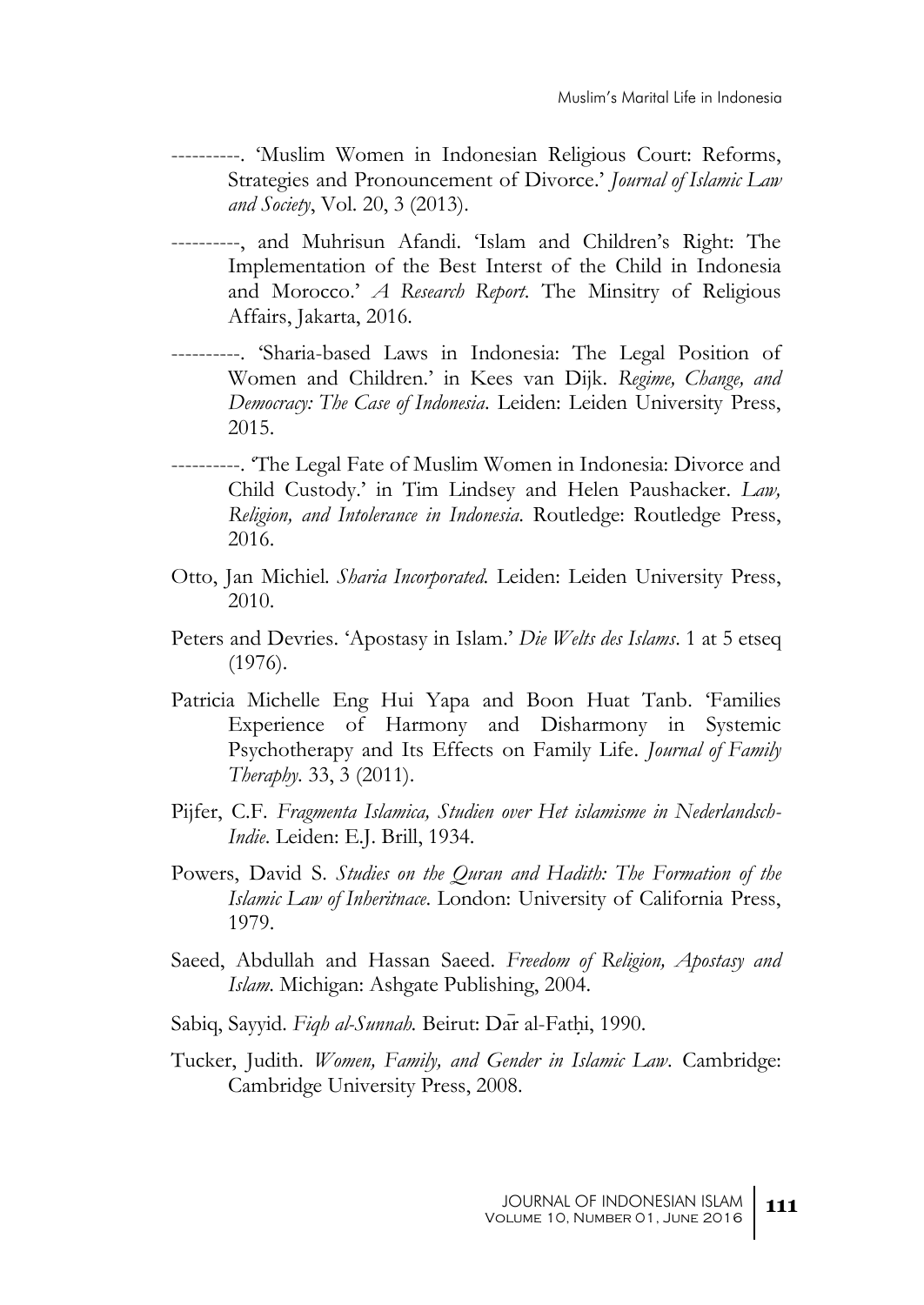----------. 'Muslim Women in Indonesian Religious Court: Reforms, Strategies and Pronouncement of Divorce.' *Journal of Islamic Law and Society*, Vol. 20, 3 (2013).

----------, and Muhrisun Afandi. 'Islam and Children's Right: The Implementation of the Best Interst of the Child in Indonesia and Morocco.' *A Research Report*. The Minsitry of Religious Affairs, Jakarta, 2016.

----------. 'Sharia-based Laws in Indonesia: The Legal Position of Women and Children.' in Kees van Dijk. *Regime, Change, and Democracy: The Case of Indonesia*. Leiden: Leiden University Press, 2015.

----------. 'The Legal Fate of Muslim Women in Indonesia: Divorce and Child Custody.' in Tim Lindsey and Helen Paushacker. *Law, Religion, and Intolerance in Indonesia*. Routledge: Routledge Press, 2016.

Otto, Jan Michiel. *Sharia Incorporated.* Leiden: Leiden University Press, 2010.

Peters and Devries. 'Apostasy in Islam.' *Die Welts des Islams*. 1 at 5 etseq (1976).

Patricia Michelle Eng Hui Yapa and Boon Huat Tanb. 'Families Experience of Harmony and Disharmony in Systemic Psychotherapy and Its Effects on Family Life. *Journal of Family Theraphy*. 33, 3 (2011).

Pijfer, C.F. *Fragmenta Islamica, Studien over Het islamisme in Nederlandsch-Indie*. Leiden: E.J. Brill, 1934.

Powers, David S. *Studies on the Quran and Hadith: The Formation of the Islamic Law of Inheritnace*. London: University of California Press, 1979.

Saeed, Abdullah and Hassan Saeed. *Freedom of Religion, Apostasy and Islam*. Michigan: Ashgate Publishing, 2004.

Sabiq, Sayyid. *Fiqh al-Sunnah.* Beirut: Dā̄r al-Fatḥi, 1990.

Tucker, Judith. *Women, Family, and Gender in Islamic Law*. Cambridge: Cambridge University Press, 2008.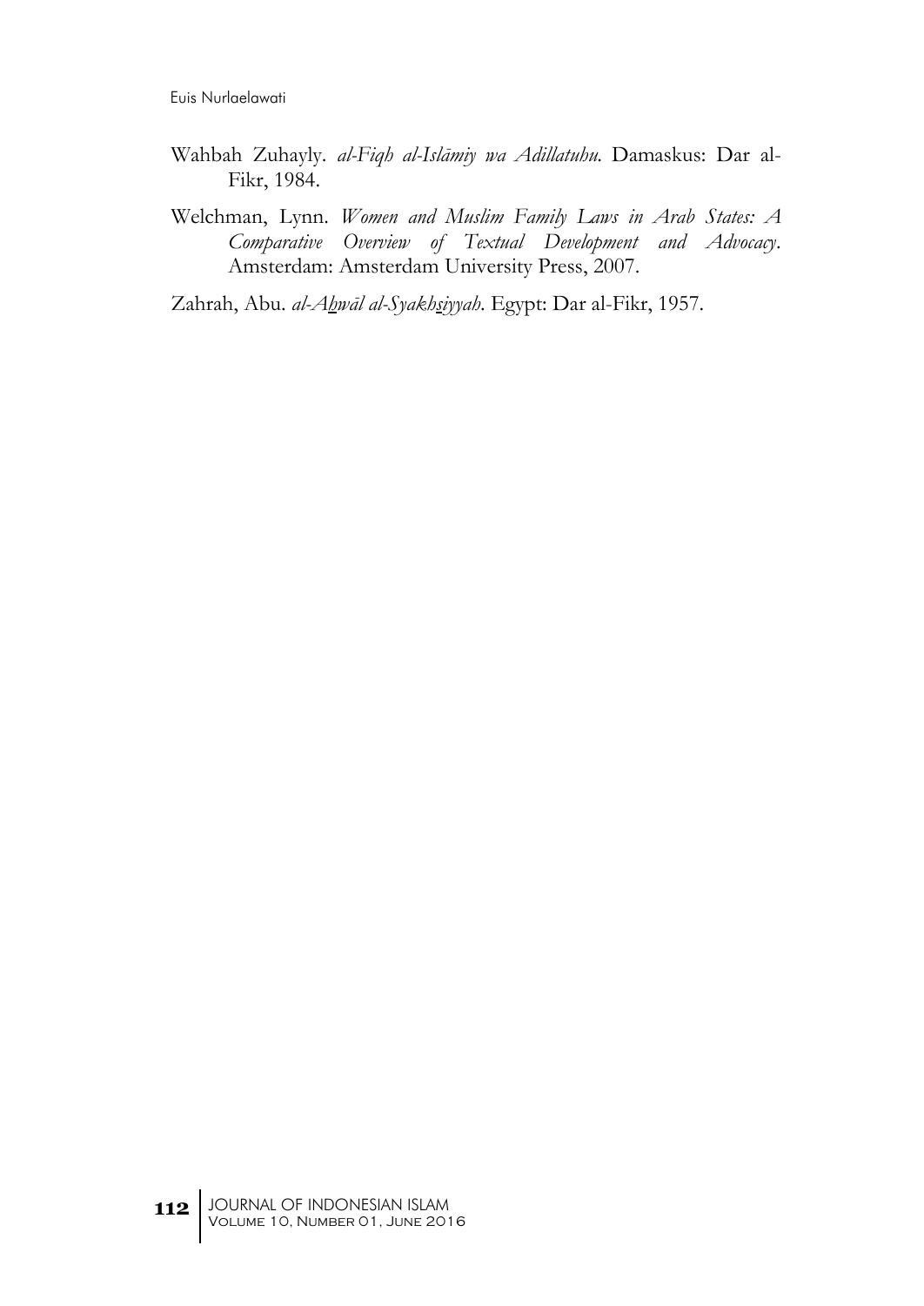Wahbah Zuhayly. *al-Fiqh al-Islāmiy wa Adillatuhu*. Damaskus: Dar al-Fikr, 1984.

Welchman, Lynn. *Women and Muslim Family Laws in Arab States: A Comparative Overview of Textual Development and Advocacy*. Amsterdam: Amsterdam University Press, 2007.

Zahrah, Abu. *al-Aḫwāl al-Syakhṣiyyah*. Egypt: Dar al-Fikr, 1957.